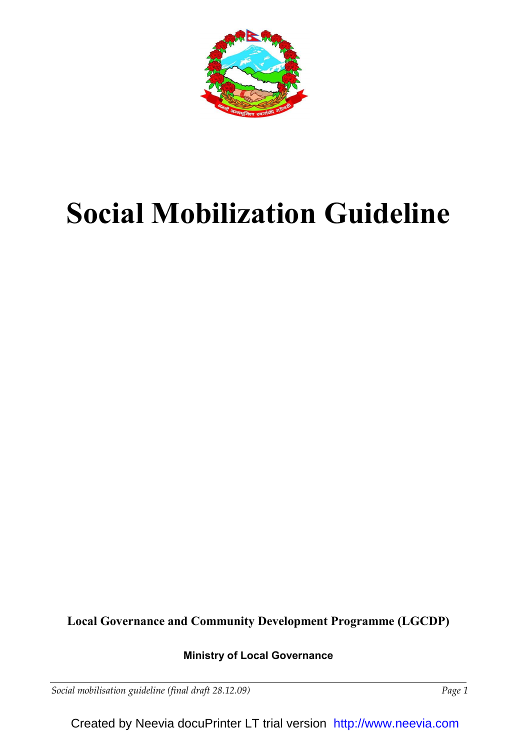# Social Mobilization Guideline

**Local Governance and Community Development Programme (LGCDP)**

**Ministry of Local Governance**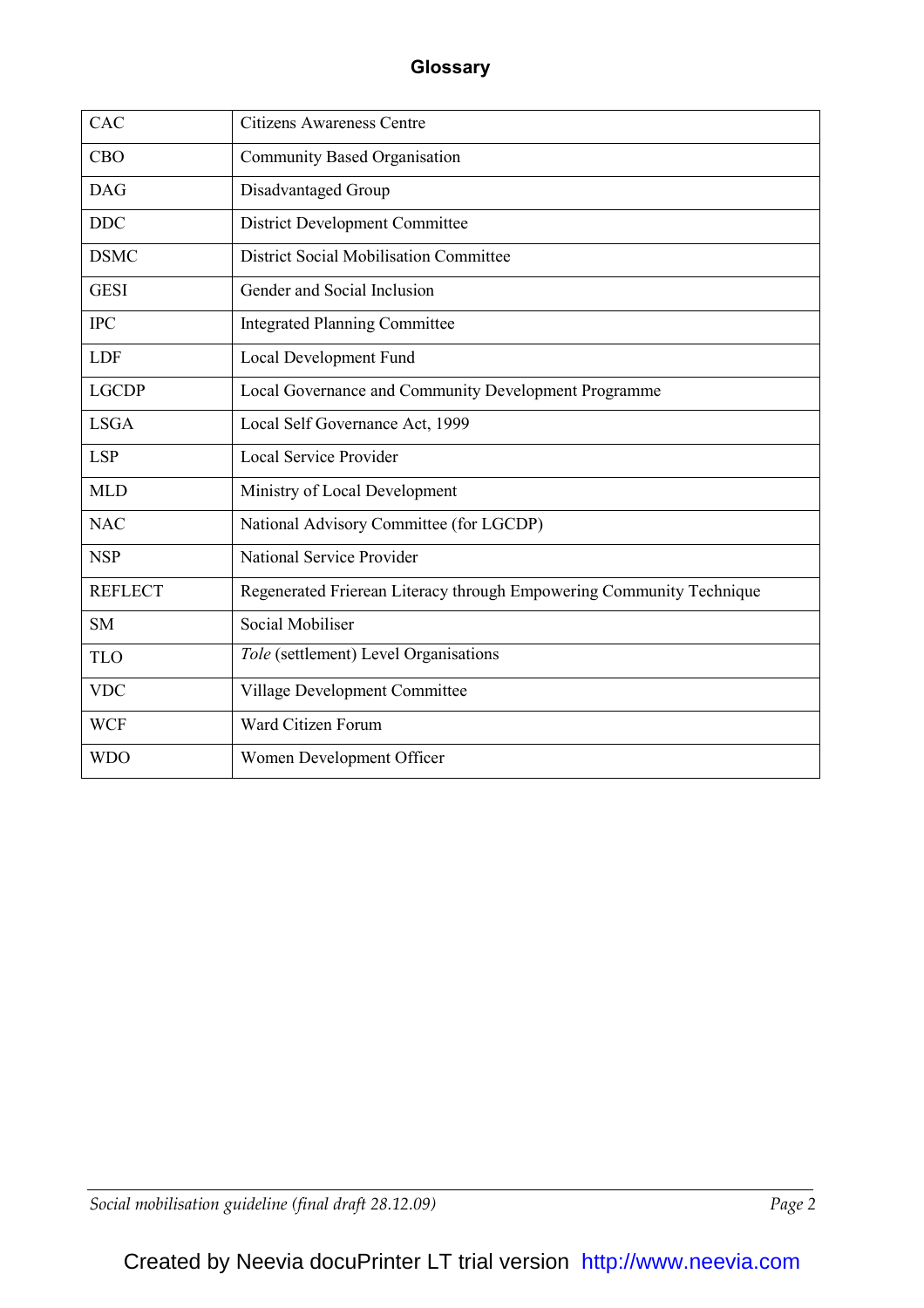## Glossary

| | |
|---|---|
| CAC | Citizens Awareness Centre |
| CBO | Community Based Organisation |
| DAG | Disadvantaged Group |
| DDC | District Development Committee |
| DSMC | District Social Mobilisation Committee |
| GESI | Gender and Social Inclusion |
| IPC | Integrated Planning Committee |
| LDF | Local Development Fund |
| LGCDP | Local Governance and Community Development Programme |
| LSGA | Local Self Governance Act, 1999 |
| LSP | Local Service Provider |
| MLD | Ministry of Local Development |
| NAC | National Advisory Committee (for LGCDP) |
| NSP | National Service Provider |
| REFLECT | Regenerated Frierean Literacy through Empowering Community Technique |
| SM | Social Mobiliser |
| TLO | *Tole* (settlement) Level Organisations |
| VDC | Village Development Committee |
| WCF | Ward Citizen Forum |
| WDO | Women Development Officer |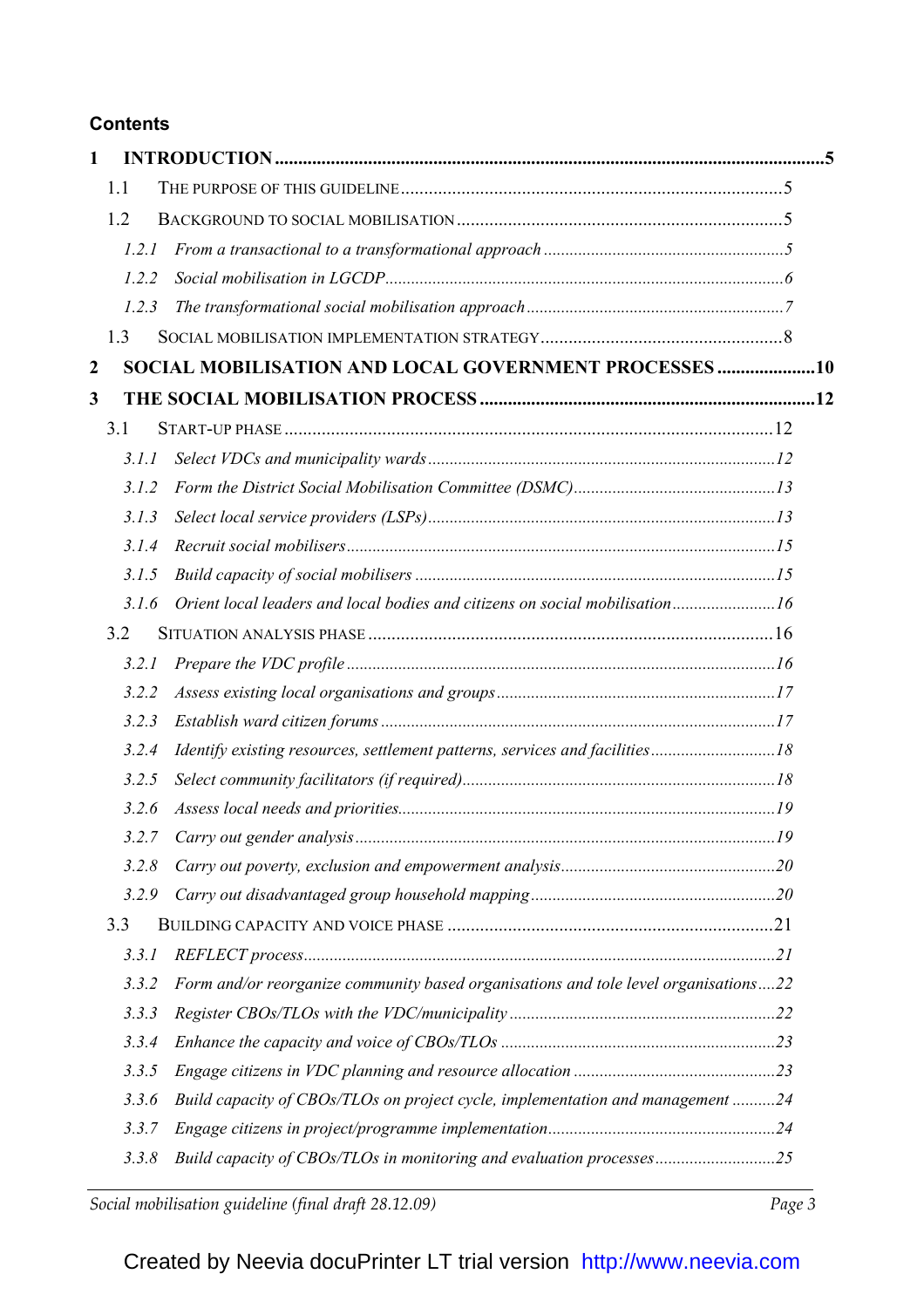**Contents**

**1 INTRODUCTION** .......... **5**

1.1 THE PURPOSE OF THIS GUIDELINE .......... 5

1.2 BACKGROUND TO SOCIAL MOBILISATION .......... 5

*1.2.1 From a transactional to a transformational approach* .......... *5*

*1.2.2 Social mobilisation in LGCDP* .......... *6*

*1.2.3 The transformational social mobilisation approach* .......... *7*

1.3 SOCIAL MOBILISATION IMPLEMENTATION STRATEGY .......... 8

**2 SOCIAL MOBILISATION AND LOCAL GOVERNMENT PROCESSES** .......... **10**

**3 THE SOCIAL MOBILISATION PROCESS** .......... **12**

3.1 START-UP PHASE .......... 12

*3.1.1 Select VDCs and municipality wards* .......... *12*

*3.1.2 Form the District Social Mobilisation Committee (DSMC)* .......... *13*

*3.1.3 Select local service providers (LSPs)* .......... *13*

*3.1.4 Recruit social mobilisers* .......... *15*

*3.1.5 Build capacity of social mobilisers* .......... *15*

*3.1.6 Orient local leaders and local bodies and citizens on social mobilisation* .......... *16*

3.2 SITUATION ANALYSIS PHASE .......... 16

*3.2.1 Prepare the VDC profile* .......... *16*

*3.2.2 Assess existing local organisations and groups* .......... *17*

*3.2.3 Establish ward citizen forums* .......... *17*

*3.2.4 Identify existing resources, settlement patterns, services and facilities* .......... *18*

*3.2.5 Select community facilitators (if required)* .......... *18*

*3.2.6 Assess local needs and priorities* .......... *19*

*3.2.7 Carry out gender analysis* .......... *19*

*3.2.8 Carry out poverty, exclusion and empowerment analysis* .......... *20*

*3.2.9 Carry out disadvantaged group household mapping* .......... *20*

3.3 BUILDING CAPACITY AND VOICE PHASE .......... 21

*3.3.1 REFLECT process* .......... *21*

*3.3.2 Form and/or reorganize community based organisations and tole level organisations* .......... *22*

*3.3.3 Register CBOs/TLOs with the VDC/municipality* .......... *22*

*3.3.4 Enhance the capacity and voice of CBOs/TLOs* .......... *23*

*3.3.5 Engage citizens in VDC planning and resource allocation* .......... *23*

*3.3.6 Build capacity of CBOs/TLOs on project cycle, implementation and management* .......... *24*

*3.3.7 Engage citizens in project/programme implementation* .......... *24*

*3.3.8 Build capacity of CBOs/TLOs in monitoring and evaluation processes* .......... *25*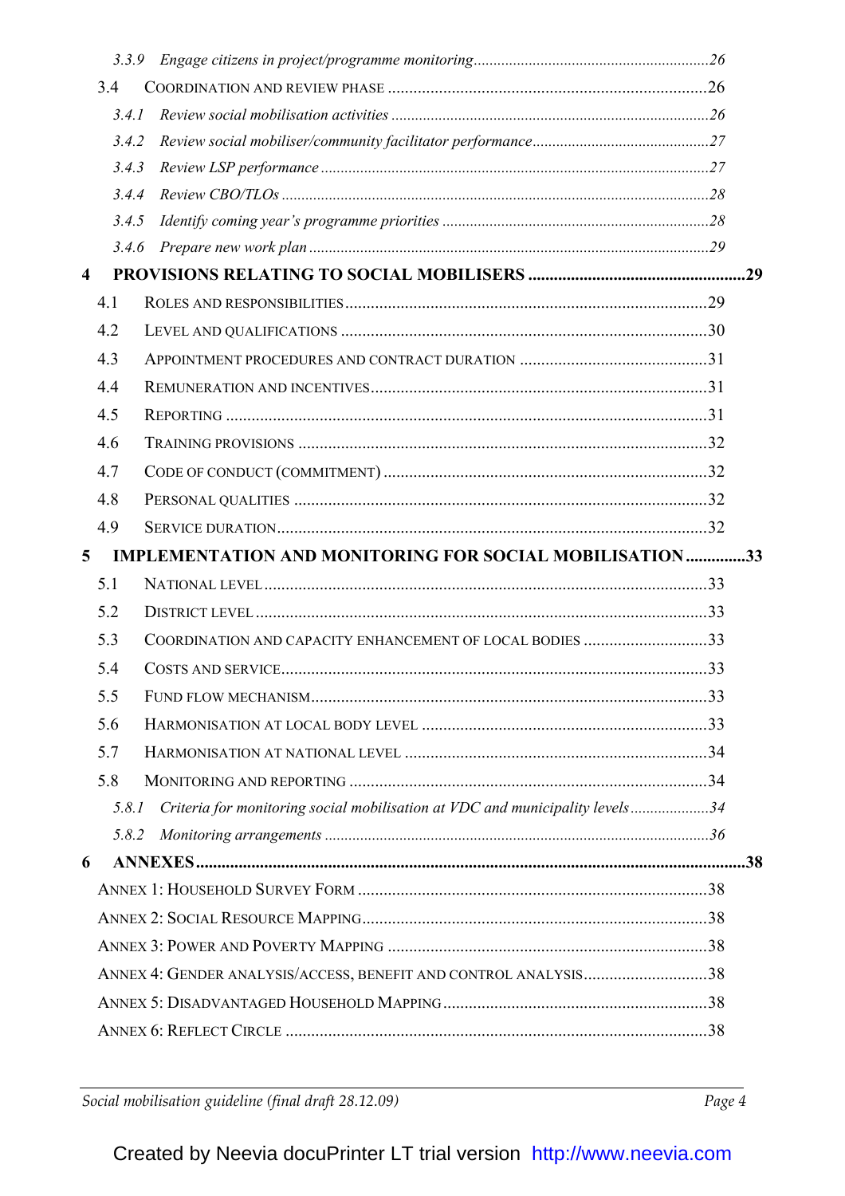3.3.9 *Engage citizens in project/programme monitoring* ........................................................ 26

3.4 COORDINATION AND REVIEW PHASE ........................................................................ 26

3.4.1 *Review social mobilisation activities* ........................................................................ 26

3.4.2 *Review social mobiliser/community facilitator performance* ........................................ 27

3.4.3 *Review LSP performance* ........................................................................................ 27

3.4.4 *Review CBO/TLOs* ................................................................................................. 28

3.4.5 *Identify coming year's programme priorities* .......................................................... 28

3.4.6 *Prepare new work plan* .......................................................................................... 29

**4 PROVISIONS RELATING TO SOCIAL MOBILISERS ................................................ 29**

4.1 ROLES AND RESPONSIBILITIES ................................................................................ 29

4.2 LEVEL AND QUALIFICATIONS .................................................................................. 30

4.3 APPOINTMENT PROCEDURES AND CONTRACT DURATION ...................................... 31

4.4 REMUNERATION AND INCENTIVES .......................................................................... 31

4.5 REPORTING ............................................................................................................ 31

4.6 TRAINING PROVISIONS ........................................................................................... 32

4.7 CODE OF CONDUCT (COMMITMENT) ....................................................................... 32

4.8 PERSONAL QUALITIES ............................................................................................ 32

4.9 SERVICE DURATION ................................................................................................ 32

**5 IMPLEMENTATION AND MONITORING FOR SOCIAL MOBILISATION ............. 33**

5.1 NATIONAL LEVEL ..................................................................................................... 33

5.2 DISTRICT LEVEL ...................................................................................................... 33

5.3 COORDINATION AND CAPACITY ENHANCEMENT OF LOCAL BODIES ......................... 33

5.4 COSTS AND SERVICE ................................................................................................ 33

5.5 FUND FLOW MECHANISM ......................................................................................... 33

5.6 HARMONISATION AT LOCAL BODY LEVEL ............................................................... 33

5.7 HARMONISATION AT NATIONAL LEVEL ................................................................... 34

5.8 MONITORING AND REPORTING ............................................................................... 34

5.8.1 *Criteria for monitoring social mobilisation at VDC and municipality levels* .................. 34

5.8.2 *Monitoring arrangements* ....................................................................................... 36

**6 ANNEXES ........................................................................................................................ 38**

ANNEX 1: HOUSEHOLD SURVEY FORM ........................................................................ 38

ANNEX 2: SOCIAL RESOURCE MAPPING ....................................................................... 38

ANNEX 3: POWER AND POVERTY MAPPING .................................................................. 38

ANNEX 4: GENDER ANALYSIS/ACCESS, BENEFIT AND CONTROL ANALYSIS ............................ 38

ANNEX 5: DISADVANTAGED HOUSEHOLD MAPPING ....................................................... 38

ANNEX 6: REFLECT CIRCLE .......................................................................................... 38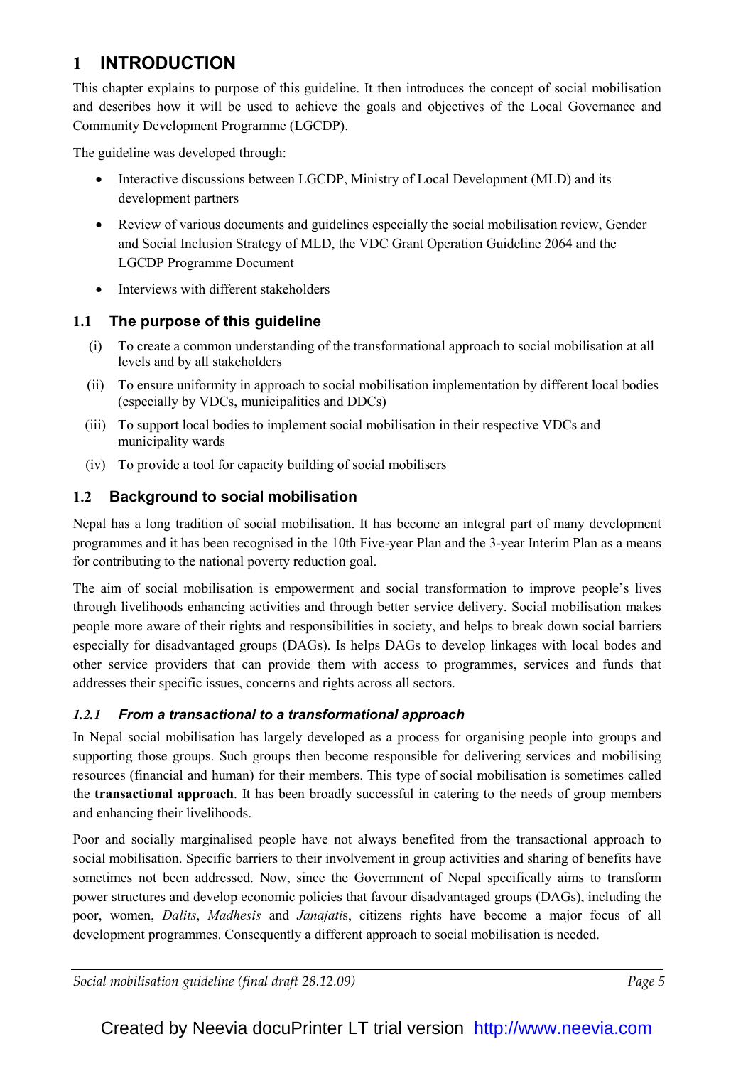# 1 INTRODUCTION

This chapter explains to purpose of this guideline. It then introduces the concept of social mobilisation and describes how it will be used to achieve the goals and objectives of the Local Governance and Community Development Programme (LGCDP).

The guideline was developed through:

- Interactive discussions between LGCDP, Ministry of Local Development (MLD) and its development partners
- Review of various documents and guidelines especially the social mobilisation review, Gender and Social Inclusion Strategy of MLD, the VDC Grant Operation Guideline 2064 and the LGCDP Programme Document
- Interviews with different stakeholders

## 1.1 The purpose of this guideline

(i) To create a common understanding of the transformational approach to social mobilisation at all levels and by all stakeholders

(ii) To ensure uniformity in approach to social mobilisation implementation by different local bodies (especially by VDCs, municipalities and DDCs)

(iii) To support local bodies to implement social mobilisation in their respective VDCs and municipality wards

(iv) To provide a tool for capacity building of social mobilisers

## 1.2 Background to social mobilisation

Nepal has a long tradition of social mobilisation. It has become an integral part of many development programmes and it has been recognised in the 10th Five-year Plan and the 3-year Interim Plan as a means for contributing to the national poverty reduction goal.

The aim of social mobilisation is empowerment and social transformation to improve people's lives through livelihoods enhancing activities and through better service delivery. Social mobilisation makes people more aware of their rights and responsibilities in society, and helps to break down social barriers especially for disadvantaged groups (DAGs). Is helps DAGs to develop linkages with local bodes and other service providers that can provide them with access to programmes, services and funds that addresses their specific issues, concerns and rights across all sectors.

### *1.2.1 From a transactional to a transformational approach*

In Nepal social mobilisation has largely developed as a process for organising people into groups and supporting those groups. Such groups then become responsible for delivering services and mobilising resources (financial and human) for their members. This type of social mobilisation is sometimes called the **transactional approach**. It has been broadly successful in catering to the needs of group members and enhancing their livelihoods.

Poor and socially marginalised people have not always benefited from the transactional approach to social mobilisation. Specific barriers to their involvement in group activities and sharing of benefits have sometimes not been addressed. Now, since the Government of Nepal specifically aims to transform power structures and develop economic policies that favour disadvantaged groups (DAGs), including the poor, women, *Dalits*, *Madhesis* and *Janajati*s, citizens rights have become a major focus of all development programmes. Consequently a different approach to social mobilisation is needed.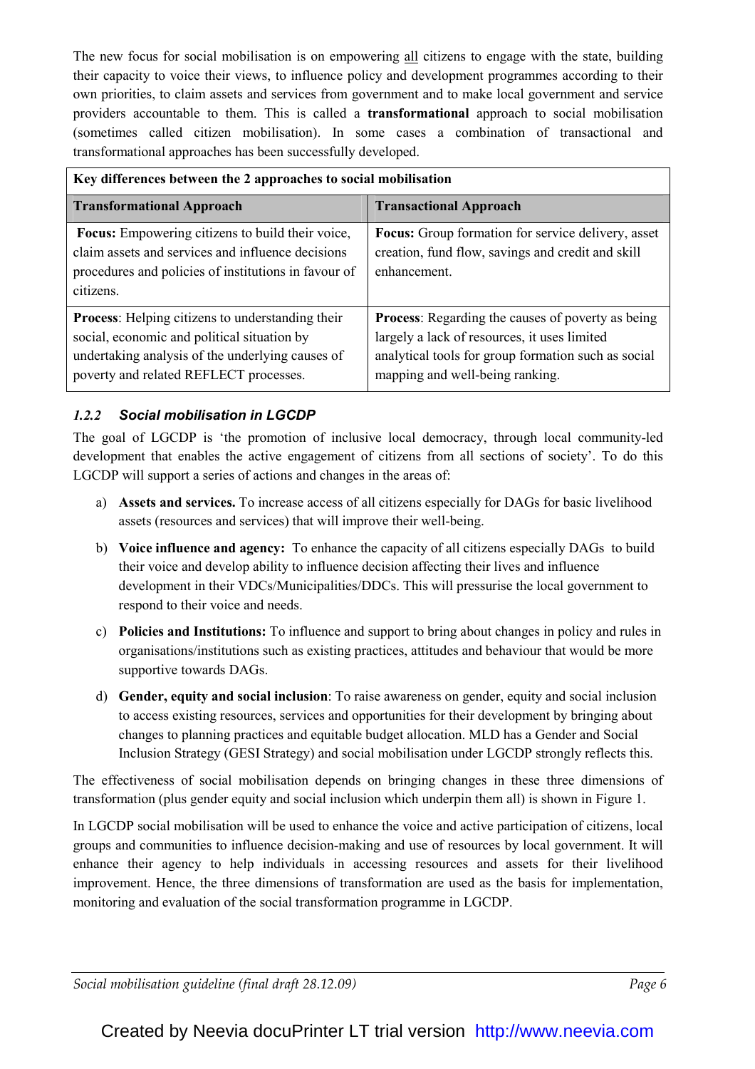The new focus for social mobilisation is on empowering all citizens to engage with the state, building their capacity to voice their views, to influence policy and development programmes according to their own priorities, to claim assets and services from government and to make local government and service providers accountable to them. This is called a **transformational** approach to social mobilisation (sometimes called citizen mobilisation). In some cases a combination of transactional and transformational approaches has been successfully developed.

| **Key differences between the 2 approaches to social mobilisation** | |
|---|---|
| **Transformational Approach** | **Transactional Approach** |
| **Focus:** Empowering citizens to build their voice, claim assets and services and influence decisions procedures and policies of institutions in favour of citizens. | **Focus:** Group formation for service delivery, asset creation, fund flow, savings and credit and skill enhancement. |
| **Process**: Helping citizens to understanding their social, economic and political situation by undertaking analysis of the underlying causes of poverty and related REFLECT processes. | **Process**: Regarding the causes of poverty as being largely a lack of resources, it uses limited analytical tools for group formation such as social mapping and well-being ranking. |

### *1.2.2 Social mobilisation in LGCDP*

The goal of LGCDP is 'the promotion of inclusive local democracy, through local community-led development that enables the active engagement of citizens from all sections of society'. To do this LGCDP will support a series of actions and changes in the areas of:

a) **Assets and services.** To increase access of all citizens especially for DAGs for basic livelihood assets (resources and services) that will improve their well-being.

b) **Voice influence and agency:** To enhance the capacity of all citizens especially DAGs to build their voice and develop ability to influence decision affecting their lives and influence development in their VDCs/Municipalities/DDCs. This will pressurise the local government to respond to their voice and needs.

c) **Policies and Institutions:** To influence and support to bring about changes in policy and rules in organisations/institutions such as existing practices, attitudes and behaviour that would be more supportive towards DAGs.

d) **Gender, equity and social inclusion**: To raise awareness on gender, equity and social inclusion to access existing resources, services and opportunities for their development by bringing about changes to planning practices and equitable budget allocation. MLD has a Gender and Social Inclusion Strategy (GESI Strategy) and social mobilisation under LGCDP strongly reflects this.

The effectiveness of social mobilisation depends on bringing changes in these three dimensions of transformation (plus gender equity and social inclusion which underpin them all) is shown in Figure 1.

In LGCDP social mobilisation will be used to enhance the voice and active participation of citizens, local groups and communities to influence decision-making and use of resources by local government. It will enhance their agency to help individuals in accessing resources and assets for their livelihood improvement. Hence, the three dimensions of transformation are used as the basis for implementation, monitoring and evaluation of the social transformation programme in LGCDP.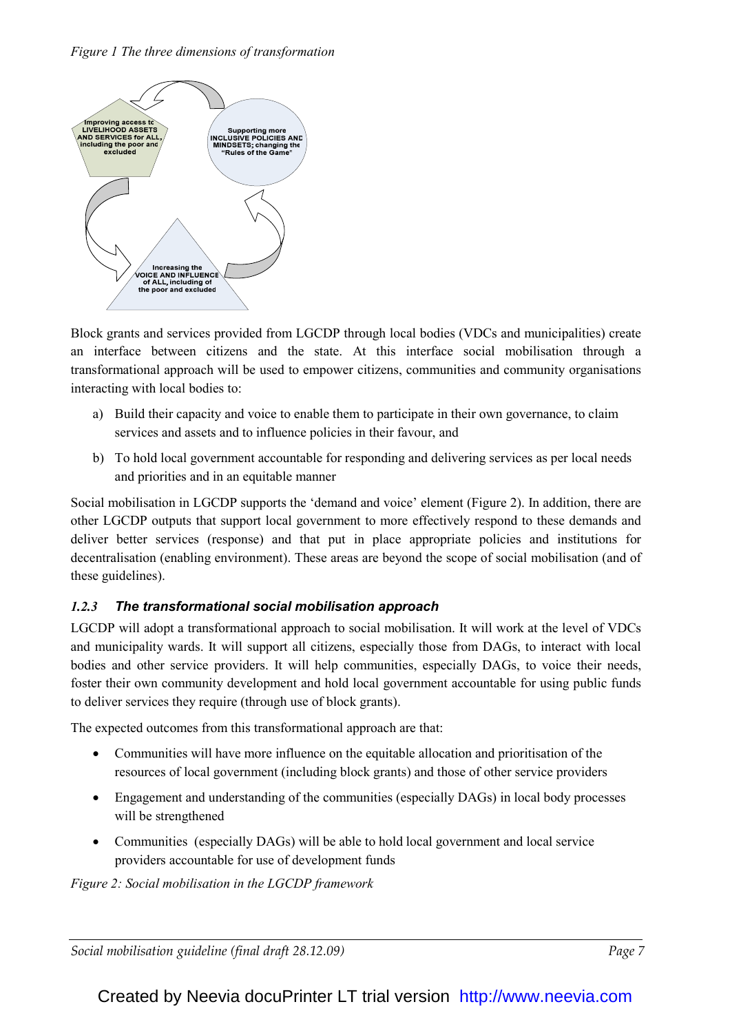*Figure 1 The three dimensions of transformation*

Improving access to LIVELIHOOD ASSETS AND SERVICES for ALL, including the poor and excluded

Supporting more INCLUSIVE POLICIES AND MINDSETS; changing the "Rules of the Game"

Increasing the VOICE AND INFLUENCE of ALL, including of the poor and excluded

Block grants and services provided from LGCDP through local bodies (VDCs and municipalities) create an interface between citizens and the state. At this interface social mobilisation through a transformational approach will be used to empower citizens, communities and community organisations interacting with local bodies to:

a) Build their capacity and voice to enable them to participate in their own governance, to claim services and assets and to influence policies in their favour, and

b) To hold local government accountable for responding and delivering services as per local needs and priorities and in an equitable manner

Social mobilisation in LGCDP supports the 'demand and voice' element (Figure 2). In addition, there are other LGCDP outputs that support local government to more effectively respond to these demands and deliver better services (response) and that put in place appropriate policies and institutions for decentralisation (enabling environment). These areas are beyond the scope of social mobilisation (and of these guidelines).

### *1.2.3 The transformational social mobilisation approach*

LGCDP will adopt a transformational approach to social mobilisation. It will work at the level of VDCs and municipality wards. It will support all citizens, especially those from DAGs, to interact with local bodies and other service providers. It will help communities, especially DAGs, to voice their needs, foster their own community development and hold local government accountable for using public funds to deliver services they require (through use of block grants).

The expected outcomes from this transformational approach are that:

- Communities will have more influence on the equitable allocation and prioritisation of the resources of local government (including block grants) and those of other service providers
- Engagement and understanding of the communities (especially DAGs) in local body processes will be strengthened
- Communities (especially DAGs) will be able to hold local government and local service providers accountable for use of development funds

*Figure 2: Social mobilisation in the LGCDP framework*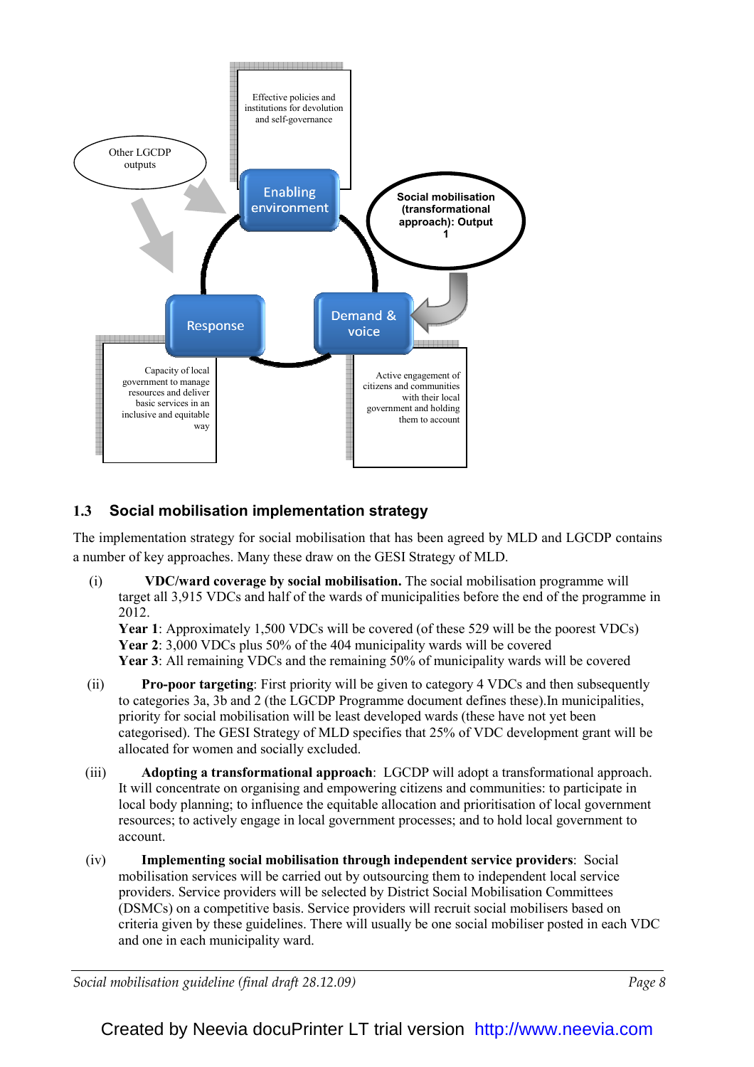Effective policies and institutions for devolution and self-governance

Other LGCDP outputs

Enabling environment

Social mobilisation (transformational approach): Output 1

Response

Demand & voice

Capacity of local government to manage resources and deliver basic services in an inclusive and equitable way

Active engagement of citizens and communities with their local government and holding them to account

## 1.3 Social mobilisation implementation strategy

The implementation strategy for social mobilisation that has been agreed by MLD and LGCDP contains a number of key approaches. Many these draw on the GESI Strategy of MLD.

(i) **VDC/ward coverage by social mobilisation.** The social mobilisation programme will target all 3,915 VDCs and half of the wards of municipalities before the end of the programme in 2012.
**Year 1**: Approximately 1,500 VDCs will be covered (of these 529 will be the poorest VDCs)
**Year 2**: 3,000 VDCs plus 50% of the 404 municipality wards will be covered
**Year 3**: All remaining VDCs and the remaining 50% of municipality wards will be covered

(ii) **Pro-poor targeting**: First priority will be given to category 4 VDCs and then subsequently to categories 3a, 3b and 2 (the LGCDP Programme document defines these).In municipalities, priority for social mobilisation will be least developed wards (these have not yet been categorised). The GESI Strategy of MLD specifies that 25% of VDC development grant will be allocated for women and socially excluded.

(iii) **Adopting a transformational approach**: LGCDP will adopt a transformational approach. It will concentrate on organising and empowering citizens and communities: to participate in local body planning; to influence the equitable allocation and prioritisation of local government resources; to actively engage in local government processes; and to hold local government to account.

(iv) **Implementing social mobilisation through independent service providers**: Social mobilisation services will be carried out by outsourcing them to independent local service providers. Service providers will be selected by District Social Mobilisation Committees (DSMCs) on a competitive basis. Service providers will recruit social mobilisers based on criteria given by these guidelines. There will usually be one social mobiliser posted in each VDC and one in each municipality ward.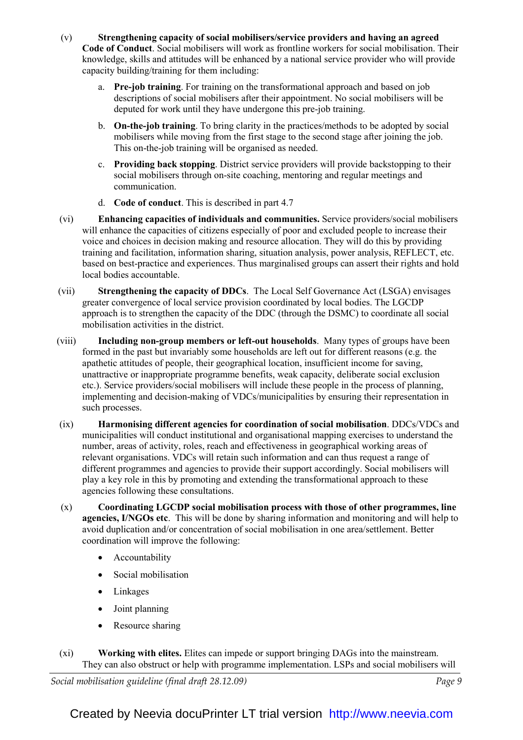(v) **Strengthening capacity of social mobilisers/service providers and having an agreed Code of Conduct**. Social mobilisers will work as frontline workers for social mobilisation. Their knowledge, skills and attitudes will be enhanced by a national service provider who will provide capacity building/training for them including:

a. **Pre-job training**. For training on the transformational approach and based on job descriptions of social mobilisers after their appointment. No social mobilisers will be deputed for work until they have undergone this pre-job training.

b. **On-the-job training**. To bring clarity in the practices/methods to be adopted by social mobilisers while moving from the first stage to the second stage after joining the job. This on-the-job training will be organised as needed.

c. **Providing back stopping**. District service providers will provide backstopping to their social mobilisers through on-site coaching, mentoring and regular meetings and communication.

d. **Code of conduct**. This is described in part 4.7

(vi) **Enhancing capacities of individuals and communities.** Service providers/social mobilisers will enhance the capacities of citizens especially of poor and excluded people to increase their voice and choices in decision making and resource allocation. They will do this by providing training and facilitation, information sharing, situation analysis, power analysis, REFLECT, etc. based on best-practice and experiences. Thus marginalised groups can assert their rights and hold local bodies accountable.

(vii) **Strengthening the capacity of DDCs**. The Local Self Governance Act (LSGA) envisages greater convergence of local service provision coordinated by local bodies. The LGCDP approach is to strengthen the capacity of the DDC (through the DSMC) to coordinate all social mobilisation activities in the district.

(viii) **Including non-group members or left-out households**. Many types of groups have been formed in the past but invariably some households are left out for different reasons (e.g. the apathetic attitudes of people, their geographical location, insufficient income for saving, unattractive or inappropriate programme benefits, weak capacity, deliberate social exclusion etc.). Service providers/social mobilisers will include these people in the process of planning, implementing and decision-making of VDCs/municipalities by ensuring their representation in such processes.

(ix) **Harmonising different agencies for coordination of social mobilisation**. DDCs/VDCs and municipalities will conduct institutional and organisational mapping exercises to understand the number, areas of activity, roles, reach and effectiveness in geographical working areas of relevant organisations. VDCs will retain such information and can thus request a range of different programmes and agencies to provide their support accordingly. Social mobilisers will play a key role in this by promoting and extending the transformational approach to these agencies following these consultations.

(x) **Coordinating LGCDP social mobilisation process with those of other programmes, line agencies, I/NGOs etc**. This will be done by sharing information and monitoring and will help to avoid duplication and/or concentration of social mobilisation in one area/settlement. Better coordination will improve the following:

- Accountability
- Social mobilisation
- Linkages
- Joint planning
- Resource sharing

(xi) **Working with elites.** Elites can impede or support bringing DAGs into the mainstream. They can also obstruct or help with programme implementation. LSPs and social mobilisers will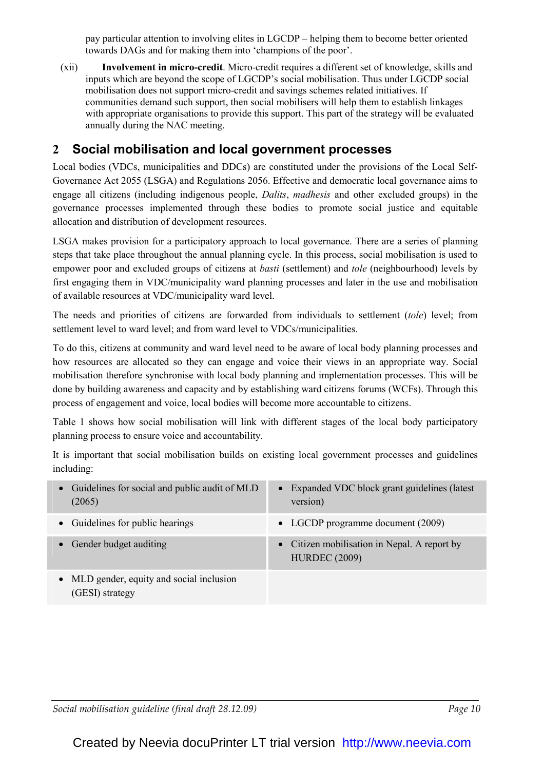pay particular attention to involving elites in LGCDP – helping them to become better oriented towards DAGs and for making them into 'champions of the poor'.

(xii) **Involvement in micro-credit**. Micro-credit requires a different set of knowledge, skills and inputs which are beyond the scope of LGCDP's social mobilisation. Thus under LGCDP social mobilisation does not support micro-credit and savings schemes related initiatives. If communities demand such support, then social mobilisers will help them to establish linkages with appropriate organisations to provide this support. This part of the strategy will be evaluated annually during the NAC meeting.

## 2 Social mobilisation and local government processes

Local bodies (VDCs, municipalities and DDCs) are constituted under the provisions of the Local Self-Governance Act 2055 (LSGA) and Regulations 2056. Effective and democratic local governance aims to engage all citizens (including indigenous people, *Dalits*, *madhesis* and other excluded groups) in the governance processes implemented through these bodies to promote social justice and equitable allocation and distribution of development resources.

LSGA makes provision for a participatory approach to local governance. There are a series of planning steps that take place throughout the annual planning cycle. In this process, social mobilisation is used to empower poor and excluded groups of citizens at *basti* (settlement) and *tole* (neighbourhood) levels by first engaging them in VDC/municipality ward planning processes and later in the use and mobilisation of available resources at VDC/municipality ward level.

The needs and priorities of citizens are forwarded from individuals to settlement (*tole*) level; from settlement level to ward level; and from ward level to VDCs/municipalities.

To do this, citizens at community and ward level need to be aware of local body planning processes and how resources are allocated so they can engage and voice their views in an appropriate way. Social mobilisation therefore synchronise with local body planning and implementation processes. This will be done by building awareness and capacity and by establishing ward citizens forums (WCFs). Through this process of engagement and voice, local bodies will become more accountable to citizens.

Table 1 shows how social mobilisation will link with different stages of the local body participatory planning process to ensure voice and accountability.

It is important that social mobilisation builds on existing local government processes and guidelines including:

- Guidelines for social and public audit of MLD (2065)
- Expanded VDC block grant guidelines (latest version)
- Guidelines for public hearings
- LGCDP programme document (2009)
- Gender budget auditing
- Citizen mobilisation in Nepal. A report by HURDEC (2009)
- MLD gender, equity and social inclusion (GESI) strategy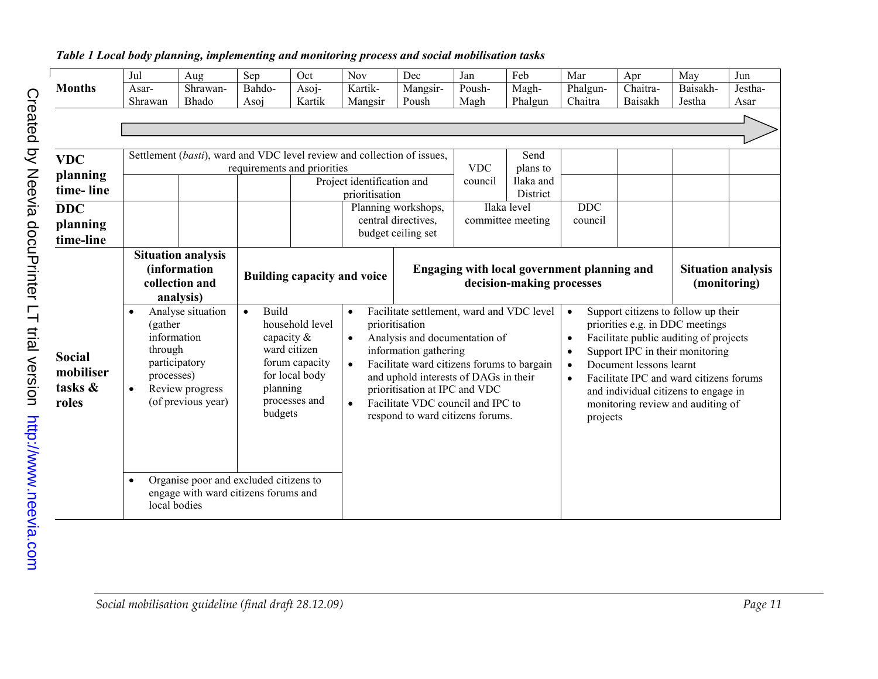*Table 1 Local body planning, implementing and monitoring process and social mobilisation tasks*

| Months | Jul Asar-Shrawan | Aug Shrawan-Bhado | Sep Bahdo-Asoj | Oct Asoj-Kartik | Nov Kartik-Mangsir | Dec Mangsir-Poush | Jan Poush-Magh | Feb Magh-Phalgun | Mar Phalgun-Chaitra | Apr Chaitra-Baisakh | May Baisakh-Jestha | Jun Jestha-Asar |
|---|---|---|---|---|---|---|---|---|---|---|---|---|
| VDC planning time- line | Settlement (*basti*), ward and VDC level review and collection of issues, requirements and priorities | | | | | | VDC council | Send plans to Ilaka and District | | | | |
| | | | | Project identification and prioritisation | | | | | | | | |
| DDC planning time-line | | | | | Planning workshops, central directives, budget ceiling set | | Ilaka level committee meeting | | DDC council | | | |
| | **Situation analysis (information collection and analysis)** | | **Building capacity and voice** | | | **Engaging with local government planning and decision-making processes** | | | | | **Situation analysis (monitoring)** | |
| Social mobiliser tasks & roles | • Analyse situation (gather information through participatory processes)<br>• Review progress (of previous year)<br>• Organise poor and excluded citizens to engage with ward citizens forums and local bodies | | • Build household level capacity & ward citizen forum capacity for local body planning processes and budgets | | • Facilitate settlement, ward and VDC level prioritisation<br>• Analysis and documentation of information gathering<br>• Facilitate ward citizens forums to bargain and uphold interests of DAGs in their prioritisation at IPC and VDC<br>• Facilitate VDC council and IPC to respond to ward citizens forums. | | | | • Support citizens to follow up their priorities e.g. in DDC meetings<br>• Facilitate public auditing of projects<br>• Support IPC in their monitoring<br>• Document lessons learnt<br>• Facilitate IPC and ward citizens forums and individual citizens to engage in monitoring review and auditing of projects | | | |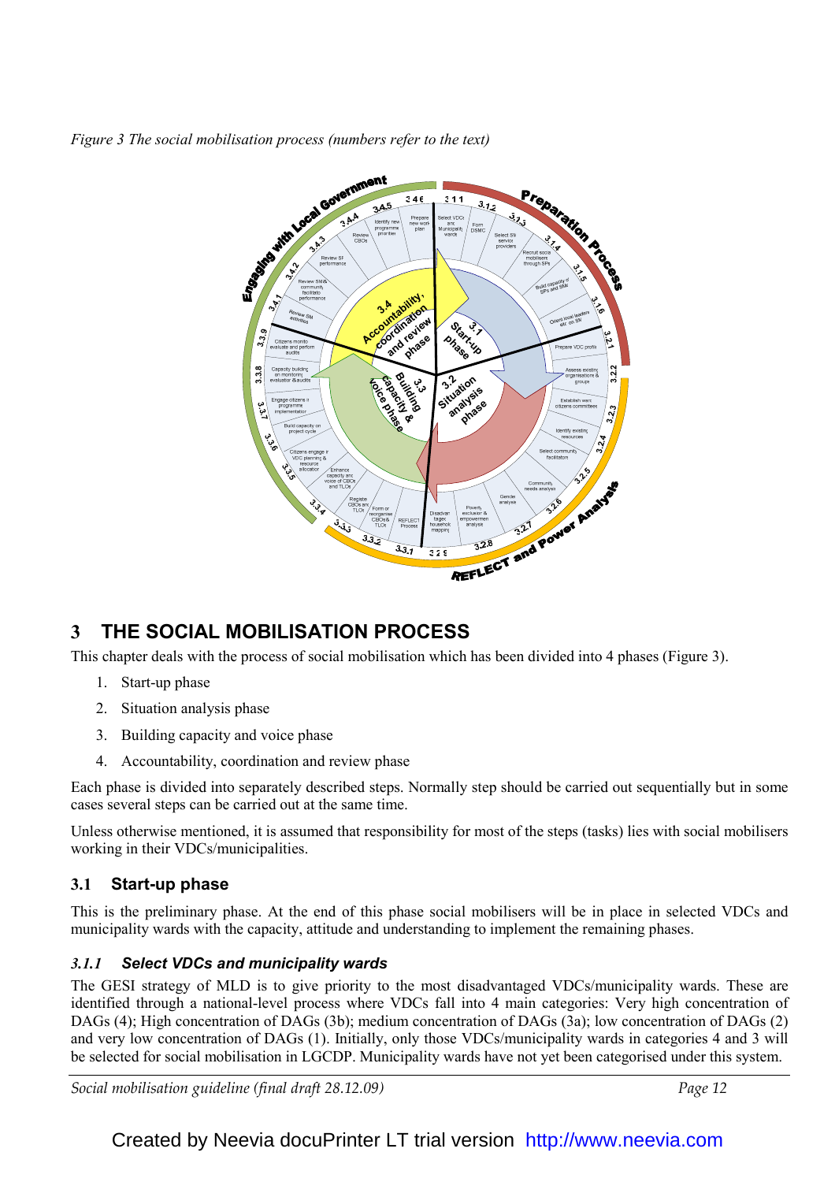*Figure 3 The social mobilisation process (numbers refer to the text)*

# 3 THE SOCIAL MOBILISATION PROCESS

This chapter deals with the process of social mobilisation which has been divided into 4 phases (Figure 3).

1. Start-up phase
2. Situation analysis phase
3. Building capacity and voice phase
4. Accountability, coordination and review phase

Each phase is divided into separately described steps. Normally step should be carried out sequentially but in some cases several steps can be carried out at the same time.

Unless otherwise mentioned, it is assumed that responsibility for most of the steps (tasks) lies with social mobilisers working in their VDCs/municipalities.

## 3.1 Start-up phase

This is the preliminary phase. At the end of this phase social mobilisers will be in place in selected VDCs and municipality wards with the capacity, attitude and understanding to implement the remaining phases.

### *3.1.1 Select VDCs and municipality wards*

The GESI strategy of MLD is to give priority to the most disadvantaged VDCs/municipality wards. These are identified through a national-level process where VDCs fall into 4 main categories: Very high concentration of DAGs (4); High concentration of DAGs (3b); medium concentration of DAGs (3a); low concentration of DAGs (2) and very low concentration of DAGs (1). Initially, only those VDCs/municipality wards in categories 4 and 3 will be selected for social mobilisation in LGCDP. Municipality wards have not yet been categorised under this system.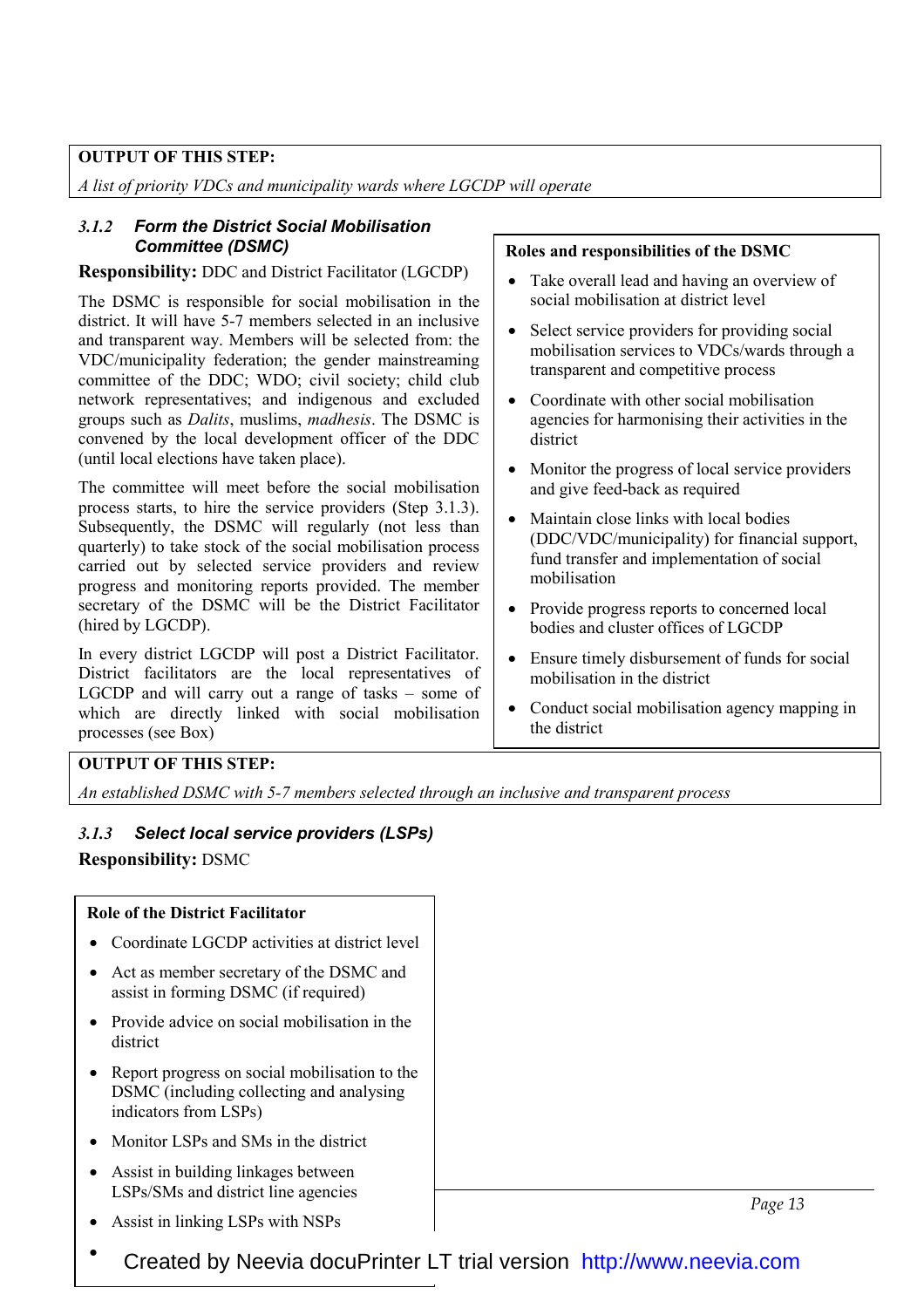**OUTPUT OF THIS STEP:**

*A list of priority VDCs and municipality wards where LGCDP will operate*

### *3.1.2 Form the District Social Mobilisation Committee (DSMC)*

**Responsibility:** DDC and District Facilitator (LGCDP)

The DSMC is responsible for social mobilisation in the district. It will have 5-7 members selected in an inclusive and transparent way. Members will be selected from: the VDC/municipality federation; the gender mainstreaming committee of the DDC; WDO; civil society; child club network representatives; and indigenous and excluded groups such as *Dalits*, muslims, *madhesis*. The DSMC is convened by the local development officer of the DDC (until local elections have taken place).

The committee will meet before the social mobilisation process starts, to hire the service providers (Step 3.1.3). Subsequently, the DSMC will regularly (not less than quarterly) to take stock of the social mobilisation process carried out by selected service providers and review progress and monitoring reports provided. The member secretary of the DSMC will be the District Facilitator (hired by LGCDP).

In every district LGCDP will post a District Facilitator. District facilitators are the local representatives of LGCDP and will carry out a range of tasks – some of which are directly linked with social mobilisation processes (see Box)

**Roles and responsibilities of the DSMC**

- Take overall lead and having an overview of social mobilisation at district level
- Select service providers for providing social mobilisation services to VDCs/wards through a transparent and competitive process
- Coordinate with other social mobilisation agencies for harmonising their activities in the district
- Monitor the progress of local service providers and give feed-back as required
- Maintain close links with local bodies (DDC/VDC/municipality) for financial support, fund transfer and implementation of social mobilisation
- Provide progress reports to concerned local bodies and cluster offices of LGCDP
- Ensure timely disbursement of funds for social mobilisation in the district
- Conduct social mobilisation agency mapping in the district

**OUTPUT OF THIS STEP:**

*An established DSMC with 5-7 members selected through an inclusive and transparent process*

### *3.1.3 Select local service providers (LSPs)*

**Responsibility:** DSMC

**Role of the District Facilitator**

- Coordinate LGCDP activities at district level
- Act as member secretary of the DSMC and assist in forming DSMC (if required)
- Provide advice on social mobilisation in the district
- Report progress on social mobilisation to the DSMC (including collecting and analysing indicators from LSPs)
- Monitor LSPs and SMs in the district
- Assist in building linkages between LSPs/SMs and district line agencies
- Assist in linking LSPs with NSPs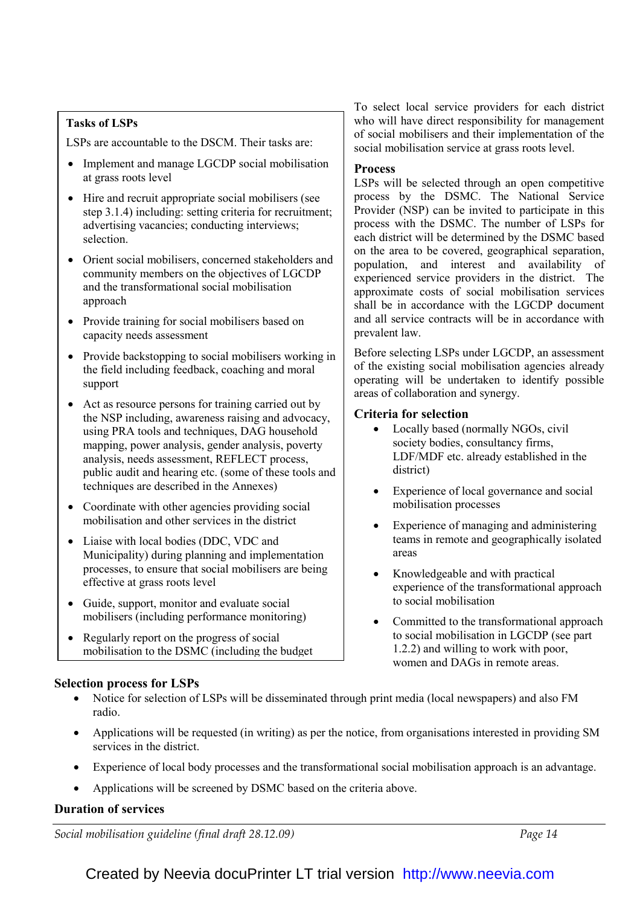**Tasks of LSPs**

LSPs are accountable to the DSCM. Their tasks are:

- Implement and manage LGCDP social mobilisation at grass roots level
- Hire and recruit appropriate social mobilisers (see step 3.1.4) including: setting criteria for recruitment; advertising vacancies; conducting interviews; selection.
- Orient social mobilisers, concerned stakeholders and community members on the objectives of LGCDP and the transformational social mobilisation approach
- Provide training for social mobilisers based on capacity needs assessment
- Provide backstopping to social mobilisers working in the field including feedback, coaching and moral support
- Act as resource persons for training carried out by the NSP including, awareness raising and advocacy, using PRA tools and techniques, DAG household mapping, power analysis, gender analysis, poverty analysis, needs assessment, REFLECT process, public audit and hearing etc. (some of these tools and techniques are described in the Annexes)
- Coordinate with other agencies providing social mobilisation and other services in the district
- Liaise with local bodies (DDC, VDC and Municipality) during planning and implementation processes, to ensure that social mobilisers are being effective at grass roots level
- Guide, support, monitor and evaluate social mobilisers (including performance monitoring)
- Regularly report on the progress of social mobilisation to the DSMC (including the budget

To select local service providers for each district who will have direct responsibility for management of social mobilisers and their implementation of the social mobilisation service at grass roots level.

### Process

LSPs will be selected through an open competitive process by the DSMC. The National Service Provider (NSP) can be invited to participate in this process with the DSMC. The number of LSPs for each district will be determined by the DSMC based on the area to be covered, geographical separation, population, and interest and availability of experienced service providers in the district. The approximate costs of social mobilisation services shall be in accordance with the LGCDP document and all service contracts will be in accordance with prevalent law.

Before selecting LSPs under LGCDP, an assessment of the existing social mobilisation agencies already operating will be undertaken to identify possible areas of collaboration and synergy.

### Criteria for selection

- Locally based (normally NGOs, civil society bodies, consultancy firms, LDF/MDF etc. already established in the district)
- Experience of local governance and social mobilisation processes
- Experience of managing and administering teams in remote and geographically isolated areas
- Knowledgeable and with practical experience of the transformational approach to social mobilisation
- Committed to the transformational approach to social mobilisation in LGCDP (see part 1.2.2) and willing to work with poor, women and DAGs in remote areas.

### Selection process for LSPs

- Notice for selection of LSPs will be disseminated through print media (local newspapers) and also FM radio.
- Applications will be requested (in writing) as per the notice, from organisations interested in providing SM services in the district.
- Experience of local body processes and the transformational social mobilisation approach is an advantage.
- Applications will be screened by DSMC based on the criteria above.

### Duration of services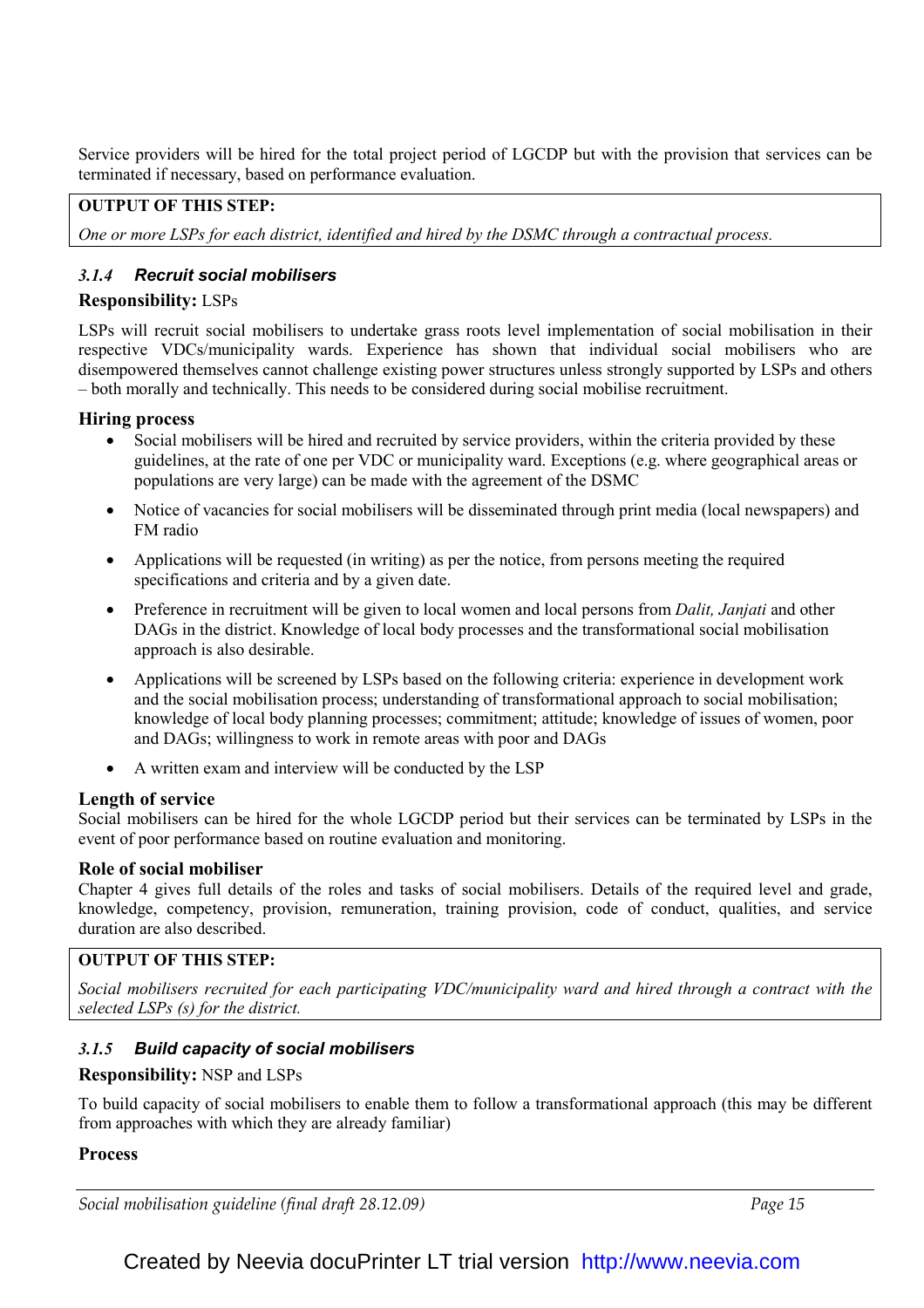Service providers will be hired for the total project period of LGCDP but with the provision that services can be terminated if necessary, based on performance evaluation.

| **OUTPUT OF THIS STEP:** |
|---|
| *One or more LSPs for each district, identified and hired by the DSMC through a contractual process.* |

### *3.1.4 Recruit social mobilisers*

**Responsibility:** LSPs

LSPs will recruit social mobilisers to undertake grass roots level implementation of social mobilisation in their respective VDCs/municipality wards. Experience has shown that individual social mobilisers who are disempowered themselves cannot challenge existing power structures unless strongly supported by LSPs and others – both morally and technically. This needs to be considered during social mobilise recruitment.

**Hiring process**

- Social mobilisers will be hired and recruited by service providers, within the criteria provided by these guidelines, at the rate of one per VDC or municipality ward. Exceptions (e.g. where geographical areas or populations are very large) can be made with the agreement of the DSMC
- Notice of vacancies for social mobilisers will be disseminated through print media (local newspapers) and FM radio
- Applications will be requested (in writing) as per the notice, from persons meeting the required specifications and criteria and by a given date.
- Preference in recruitment will be given to local women and local persons from *Dalit, Janjati* and other DAGs in the district. Knowledge of local body processes and the transformational social mobilisation approach is also desirable.
- Applications will be screened by LSPs based on the following criteria: experience in development work and the social mobilisation process; understanding of transformational approach to social mobilisation; knowledge of local body planning processes; commitment; attitude; knowledge of issues of women, poor and DAGs; willingness to work in remote areas with poor and DAGs
- A written exam and interview will be conducted by the LSP

**Length of service**

Social mobilisers can be hired for the whole LGCDP period but their services can be terminated by LSPs in the event of poor performance based on routine evaluation and monitoring.

**Role of social mobiliser**

Chapter 4 gives full details of the roles and tasks of social mobilisers. Details of the required level and grade, knowledge, competency, provision, remuneration, training provision, code of conduct, qualities, and service duration are also described.

| **OUTPUT OF THIS STEP:** |
|---|
| *Social mobilisers recruited for each participating VDC/municipality ward and hired through a contract with the selected LSPs (s) for the district.* |

### *3.1.5 Build capacity of social mobilisers*

**Responsibility:** NSP and LSPs

To build capacity of social mobilisers to enable them to follow a transformational approach (this may be different from approaches with which they are already familiar)

**Process**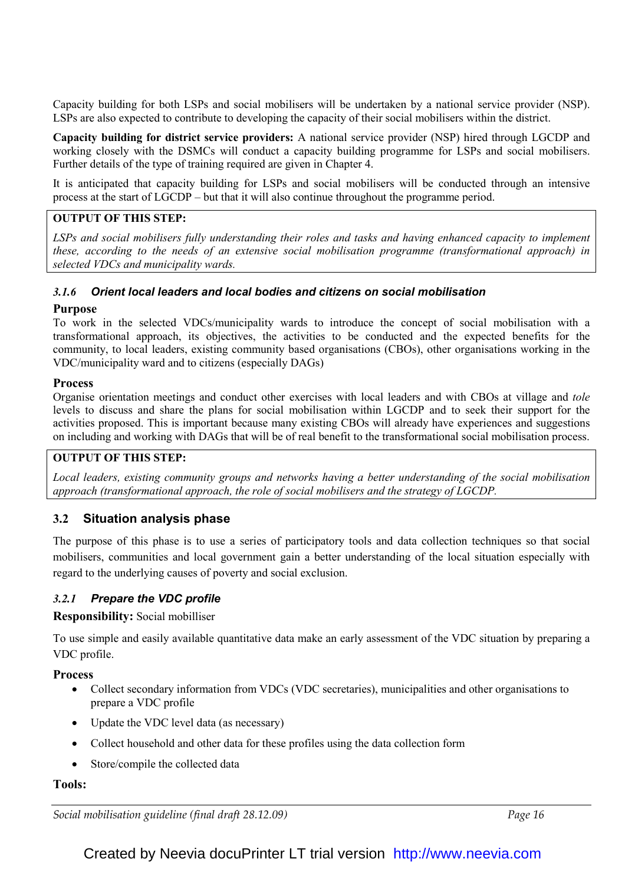Capacity building for both LSPs and social mobilisers will be undertaken by a national service provider (NSP). LSPs are also expected to contribute to developing the capacity of their social mobilisers within the district.

**Capacity building for district service providers:** A national service provider (NSP) hired through LGCDP and working closely with the DSMCs will conduct a capacity building programme for LSPs and social mobilisers. Further details of the type of training required are given in Chapter 4.

It is anticipated that capacity building for LSPs and social mobilisers will be conducted through an intensive process at the start of LGCDP – but that it will also continue throughout the programme period.

**OUTPUT OF THIS STEP:**

*LSPs and social mobilisers fully understanding their roles and tasks and having enhanced capacity to implement these, according to the needs of an extensive social mobilisation programme (transformational approach) in selected VDCs and municipality wards.*

#### *3.1.6 Orient local leaders and local bodies and citizens on social mobilisation*

**Purpose**

To work in the selected VDCs/municipality wards to introduce the concept of social mobilisation with a transformational approach, its objectives, the activities to be conducted and the expected benefits for the community, to local leaders, existing community based organisations (CBOs), other organisations working in the VDC/municipality ward and to citizens (especially DAGs)

**Process**

Organise orientation meetings and conduct other exercises with local leaders and with CBOs at village and *tole* levels to discuss and share the plans for social mobilisation within LGCDP and to seek their support for the activities proposed. This is important because many existing CBOs will already have experiences and suggestions on including and working with DAGs that will be of real benefit to the transformational social mobilisation process.

**OUTPUT OF THIS STEP:**

*Local leaders, existing community groups and networks having a better understanding of the social mobilisation approach (transformational approach, the role of social mobilisers and the strategy of LGCDP.*

### 3.2 Situation analysis phase

The purpose of this phase is to use a series of participatory tools and data collection techniques so that social mobilisers, communities and local government gain a better understanding of the local situation especially with regard to the underlying causes of poverty and social exclusion.

#### *3.2.1 Prepare the VDC profile*

**Responsibility:** Social mobilliser

To use simple and easily available quantitative data make an early assessment of the VDC situation by preparing a VDC profile.

**Process**

- Collect secondary information from VDCs (VDC secretaries), municipalities and other organisations to prepare a VDC profile
- Update the VDC level data (as necessary)
- Collect household and other data for these profiles using the data collection form
- Store/compile the collected data

**Tools:**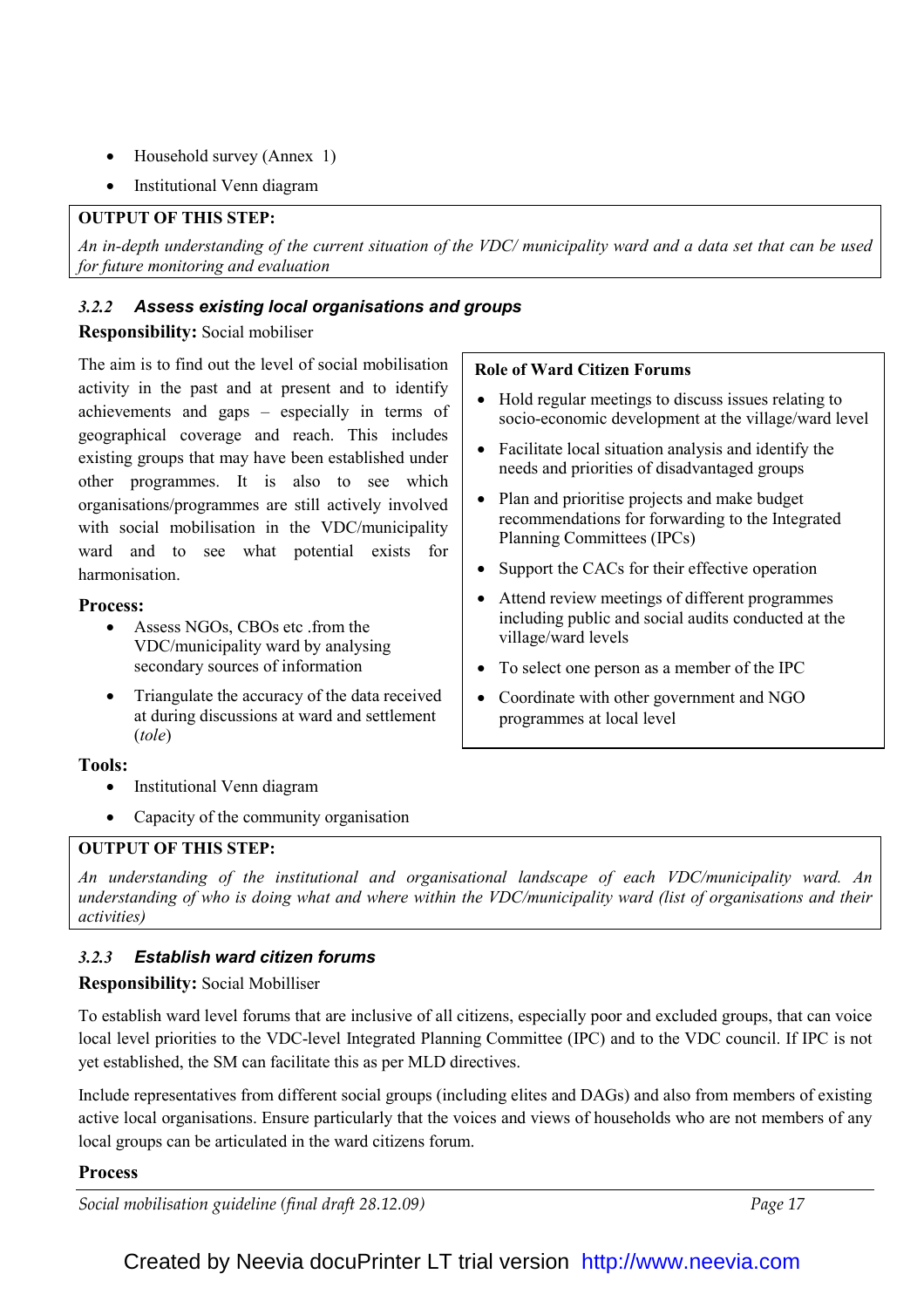- Household survey (Annex 1)
- Institutional Venn diagram

> **OUTPUT OF THIS STEP:**
>
> *An in-depth understanding of the current situation of the VDC/ municipality ward and a data set that can be used for future monitoring and evaluation*

### *3.2.2 Assess existing local organisations and groups*

**Responsibility:** Social mobiliser

The aim is to find out the level of social mobilisation activity in the past and at present and to identify achievements and gaps – especially in terms of geographical coverage and reach. This includes existing groups that may have been established under other programmes. It is also to see which organisations/programmes are still actively involved with social mobilisation in the VDC/municipality ward and to see what potential exists for harmonisation.

**Process:**

- Assess NGOs, CBOs etc .from the VDC/municipality ward by analysing secondary sources of information
- Triangulate the accuracy of the data received at during discussions at ward and settlement (*tole*)

**Tools:**

- Institutional Venn diagram
- Capacity of the community organisation

> **Role of Ward Citizen Forums**
>
> - Hold regular meetings to discuss issues relating to socio-economic development at the village/ward level
> - Facilitate local situation analysis and identify the needs and priorities of disadvantaged groups
> - Plan and prioritise projects and make budget recommendations for forwarding to the Integrated Planning Committees (IPCs)
> - Support the CACs for their effective operation
> - Attend review meetings of different programmes including public and social audits conducted at the village/ward levels
> - To select one person as a member of the IPC
> - Coordinate with other government and NGO programmes at local level

> **OUTPUT OF THIS STEP:**
>
> *An understanding of the institutional and organisational landscape of each VDC/municipality ward. An understanding of who is doing what and where within the VDC/municipality ward (list of organisations and their activities)*

### *3.2.3 Establish ward citizen forums*

**Responsibility:** Social Mobilliser

To establish ward level forums that are inclusive of all citizens, especially poor and excluded groups, that can voice local level priorities to the VDC-level Integrated Planning Committee (IPC) and to the VDC council. If IPC is not yet established, the SM can facilitate this as per MLD directives.

Include representatives from different social groups (including elites and DAGs) and also from members of existing active local organisations. Ensure particularly that the voices and views of households who are not members of any local groups can be articulated in the ward citizens forum.

**Process**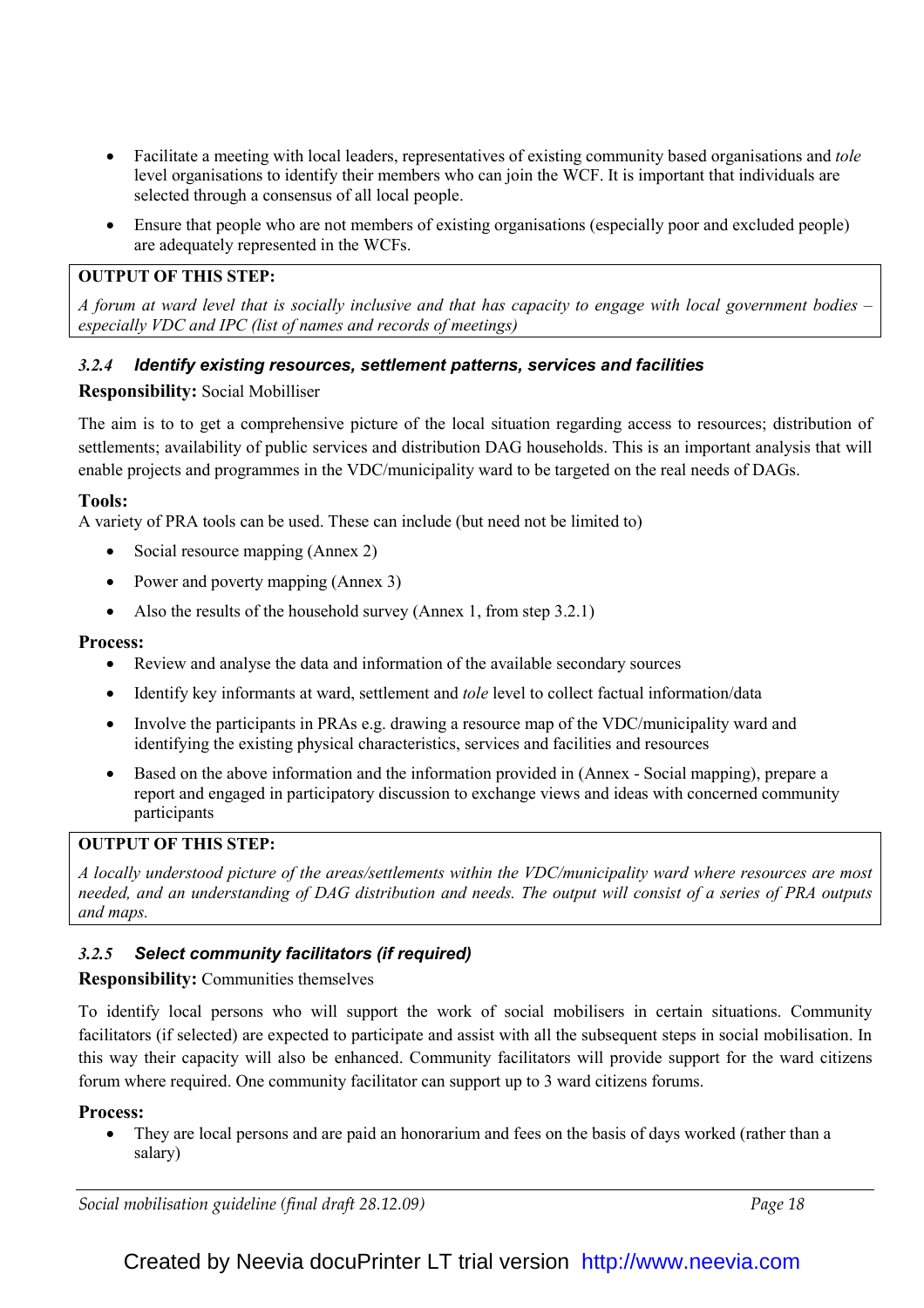- Facilitate a meeting with local leaders, representatives of existing community based organisations and *tole* level organisations to identify their members who can join the WCF. It is important that individuals are selected through a consensus of all local people.
- Ensure that people who are not members of existing organisations (especially poor and excluded people) are adequately represented in the WCFs.

**OUTPUT OF THIS STEP:**

*A forum at ward level that is socially inclusive and that has capacity to engage with local government bodies – especially VDC and IPC (list of names and records of meetings)*

### *3.2.4 Identify existing resources, settlement patterns, services and facilities*

**Responsibility:** Social Mobiliser

The aim is to to get a comprehensive picture of the local situation regarding access to resources; distribution of settlements; availability of public services and distribution DAG households. This is an important analysis that will enable projects and programmes in the VDC/municipality ward to be targeted on the real needs of DAGs.

**Tools:**

A variety of PRA tools can be used. These can include (but need not be limited to)

- Social resource mapping (Annex 2)
- Power and poverty mapping (Annex 3)
- Also the results of the household survey (Annex 1, from step 3.2.1)

**Process:**

- Review and analyse the data and information of the available secondary sources
- Identify key informants at ward, settlement and *tole* level to collect factual information/data
- Involve the participants in PRAs e.g. drawing a resource map of the VDC/municipality ward and identifying the existing physical characteristics, services and facilities and resources
- Based on the above information and the information provided in (Annex - Social mapping), prepare a report and engaged in participatory discussion to exchange views and ideas with concerned community participants

**OUTPUT OF THIS STEP:**

*A locally understood picture of the areas/settlements within the VDC/municipality ward where resources are most needed, and an understanding of DAG distribution and needs. The output will consist of a series of PRA outputs and maps.*

### *3.2.5 Select community facilitators (if required)*

**Responsibility:** Communities themselves

To identify local persons who will support the work of social mobilisers in certain situations. Community facilitators (if selected) are expected to participate and assist with all the subsequent steps in social mobilisation. In this way their capacity will also be enhanced. Community facilitators will provide support for the ward citizens forum where required. One community facilitator can support up to 3 ward citizens forums.

**Process:**

- They are local persons and are paid an honorarium and fees on the basis of days worked (rather than a salary)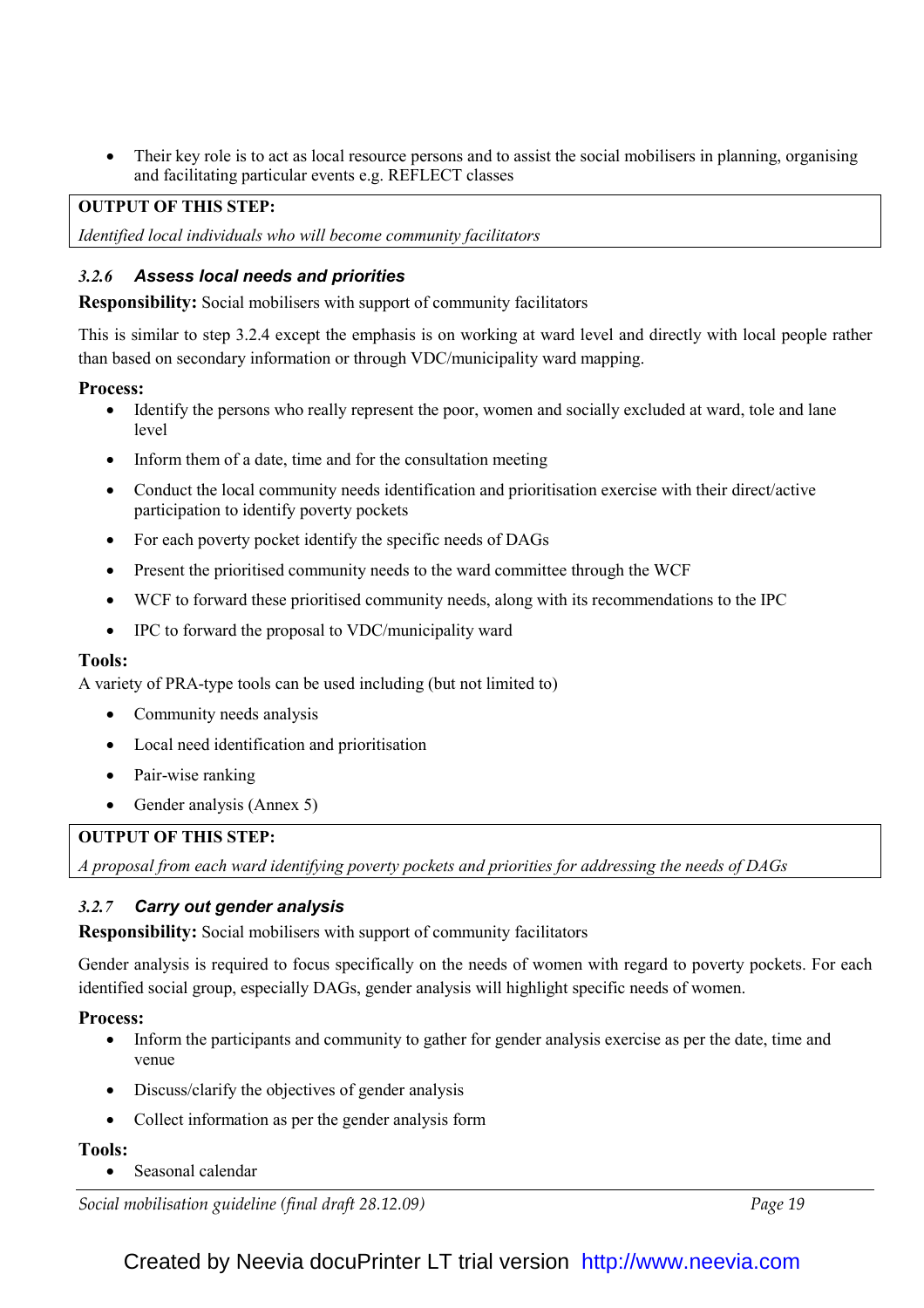- Their key role is to act as local resource persons and to assist the social mobilisers in planning, organising and facilitating particular events e.g. REFLECT classes

**OUTPUT OF THIS STEP:**

*Identified local individuals who will become community facilitators*

### *3.2.6 Assess local needs and priorities*

**Responsibility:** Social mobilisers with support of community facilitators

This is similar to step 3.2.4 except the emphasis is on working at ward level and directly with local people rather than based on secondary information or through VDC/municipality ward mapping.

**Process:**

- Identify the persons who really represent the poor, women and socially excluded at ward, tole and lane level
- Inform them of a date, time and for the consultation meeting
- Conduct the local community needs identification and prioritisation exercise with their direct/active participation to identify poverty pockets
- For each poverty pocket identify the specific needs of DAGs
- Present the prioritised community needs to the ward committee through the WCF
- WCF to forward these prioritised community needs, along with its recommendations to the IPC
- IPC to forward the proposal to VDC/municipality ward

**Tools:**

A variety of PRA-type tools can be used including (but not limited to)

- Community needs analysis
- Local need identification and prioritisation
- Pair-wise ranking
- Gender analysis (Annex 5)

**OUTPUT OF THIS STEP:**

*A proposal from each ward identifying poverty pockets and priorities for addressing the needs of DAGs*

### *3.2.7 Carry out gender analysis*

**Responsibility:** Social mobilisers with support of community facilitators

Gender analysis is required to focus specifically on the needs of women with regard to poverty pockets. For each identified social group, especially DAGs, gender analysis will highlight specific needs of women.

**Process:**

- Inform the participants and community to gather for gender analysis exercise as per the date, time and venue
- Discuss/clarify the objectives of gender analysis
- Collect information as per the gender analysis form

**Tools:**

- Seasonal calendar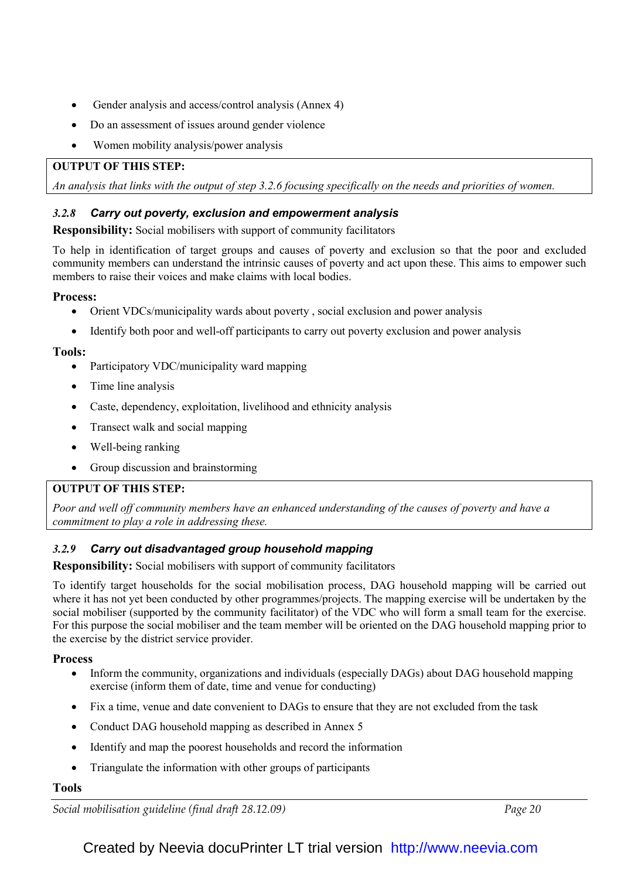- Gender analysis and access/control analysis (Annex 4)
- Do an assessment of issues around gender violence
- Women mobility analysis/power analysis

**OUTPUT OF THIS STEP:**

*An analysis that links with the output of step 3.2.6 focusing specifically on the needs and priorities of women.*

### *3.2.8 Carry out poverty, exclusion and empowerment analysis*

**Responsibility:** Social mobilisers with support of community facilitators

To help in identification of target groups and causes of poverty and exclusion so that the poor and excluded community members can understand the intrinsic causes of poverty and act upon these. This aims to empower such members to raise their voices and make claims with local bodies.

**Process:**

- Orient VDCs/municipality wards about poverty , social exclusion and power analysis
- Identify both poor and well-off participants to carry out poverty exclusion and power analysis

**Tools:**

- Participatory VDC/municipality ward mapping
- Time line analysis
- Caste, dependency, exploitation, livelihood and ethnicity analysis
- Transect walk and social mapping
- Well-being ranking
- Group discussion and brainstorming

**OUTPUT OF THIS STEP:**

*Poor and well off community members have an enhanced understanding of the causes of poverty and have a commitment to play a role in addressing these.*

### *3.2.9 Carry out disadvantaged group household mapping*

**Responsibility:** Social mobilisers with support of community facilitators

To identify target households for the social mobilisation process, DAG household mapping will be carried out where it has not yet been conducted by other programmes/projects. The mapping exercise will be undertaken by the social mobiliser (supported by the community facilitator) of the VDC who will form a small team for the exercise. For this purpose the social mobiliser and the team member will be oriented on the DAG household mapping prior to the exercise by the district service provider.

**Process**

- Inform the community, organizations and individuals (especially DAGs) about DAG household mapping exercise (inform them of date, time and venue for conducting)
- Fix a time, venue and date convenient to DAGs to ensure that they are not excluded from the task
- Conduct DAG household mapping as described in Annex 5
- Identify and map the poorest households and record the information
- Triangulate the information with other groups of participants

**Tools**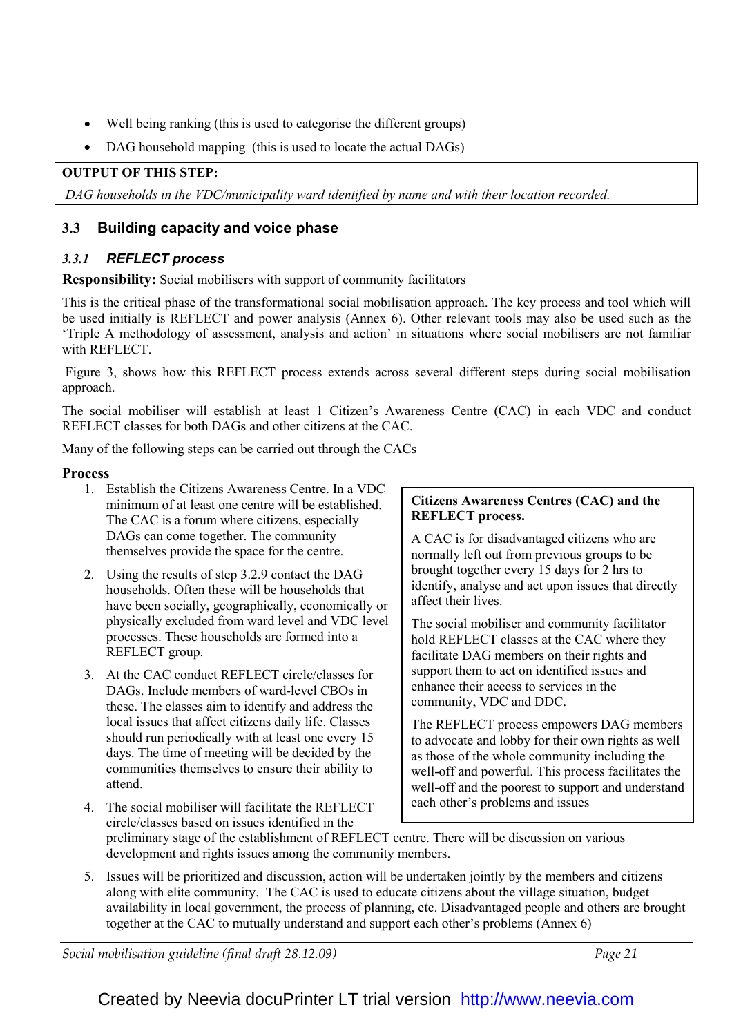- Well being ranking (this is used to categorise the different groups)
- DAG household mapping (this is used to locate the actual DAGs)

| **OUTPUT OF THIS STEP:** |
|---|
| *DAG households in the VDC/municipality ward identified by name and with their location recorded.* |

## 3.3 Building capacity and voice phase

### *3.3.1 REFLECT process*

**Responsibility:** Social mobilisers with support of community facilitators

This is the critical phase of the transformational social mobilisation approach. The key process and tool which will be used initially is REFLECT and power analysis (Annex 6). Other relevant tools may also be used such as the 'Triple A methodology of assessment, analysis and action' in situations where social mobilisers are not familiar with REFLECT.

Figure 3, shows how this REFLECT process extends across several different steps during social mobilisation approach.

The social mobiliser will establish at least 1 Citizen's Awareness Centre (CAC) in each VDC and conduct REFLECT classes for both DAGs and other citizens at the CAC.

Many of the following steps can be carried out through the CACs

**Process**

1. Establish the Citizens Awareness Centre. In a VDC minimum of at least one centre will be established. The CAC is a forum where citizens, especially DAGs can come together. The community themselves provide the space for the centre.
2. Using the results of step 3.2.9 contact the DAG households. Often these will be households that have been socially, geographically, economically or physically excluded from ward level and VDC level processes. These households are formed into a REFLECT group.
3. At the CAC conduct REFLECT circle/classes for DAGs. Include members of ward-level CBOs in these. The classes aim to identify and address the local issues that affect citizens daily life. Classes should run periodically with at least one every 15 days. The time of meeting will be decided by the communities themselves to ensure their ability to attend.
4. The social mobiliser will facilitate the REFLECT circle/classes based on issues identified in the preliminary stage of the establishment of REFLECT centre. There will be discussion on various development and rights issues among the community members.
5. Issues will be prioritized and discussion, action will be undertaken jointly by the members and citizens along with elite community. The CAC is used to educate citizens about the village situation, budget availability in local government, the process of planning, etc. Disadvantaged people and others are brought together at the CAC to mutually understand and support each other's problems (Annex 6)

> **Citizens Awareness Centres (CAC) and the REFLECT process.**
>
> A CAC is for disadvantaged citizens who are normally left out from previous groups to be brought together every 15 days for 2 hrs to identify, analyse and act upon issues that directly affect their lives.
>
> The social mobiliser and community facilitator hold REFLECT classes at the CAC where they facilitate DAG members on their rights and support them to act on identified issues and enhance their access to services in the community, VDC and DDC.
>
> The REFLECT process empowers DAG members to advocate and lobby for their own rights as well as those of the whole community including the well-off and powerful. This process facilitates the well-off and the poorest to support and understand each other's problems and issues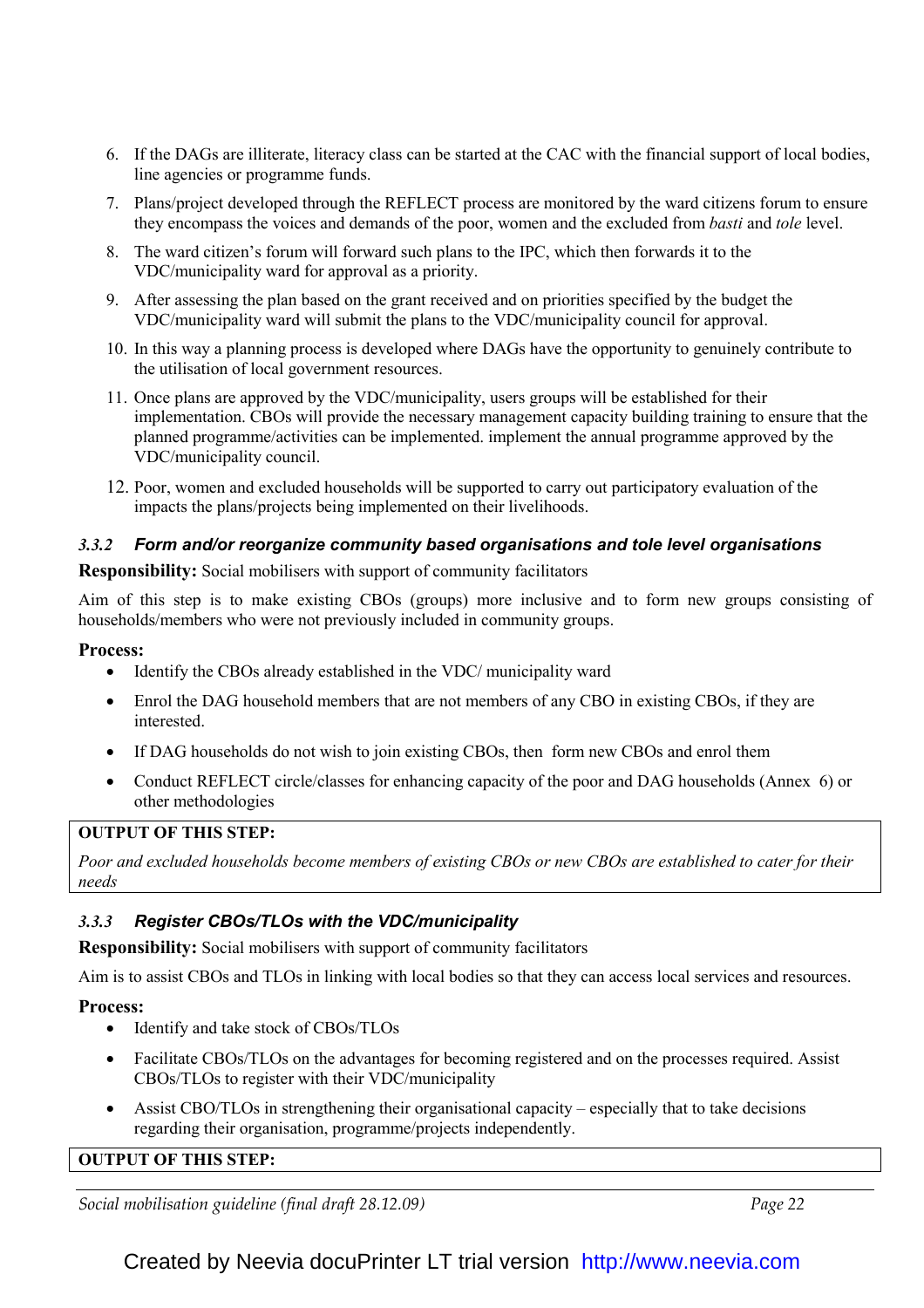6. If the DAGs are illiterate, literacy class can be started at the CAC with the financial support of local bodies, line agencies or programme funds.
7. Plans/project developed through the REFLECT process are monitored by the ward citizens forum to ensure they encompass the voices and demands of the poor, women and the excluded from *basti* and *tole* level.
8. The ward citizen's forum will forward such plans to the IPC, which then forwards it to the VDC/municipality ward for approval as a priority.
9. After assessing the plan based on the grant received and on priorities specified by the budget the VDC/municipality ward will submit the plans to the VDC/municipality council for approval.
10. In this way a planning process is developed where DAGs have the opportunity to genuinely contribute to the utilisation of local government resources.
11. Once plans are approved by the VDC/municipality, users groups will be established for their implementation. CBOs will provide the necessary management capacity building training to ensure that the planned programme/activities can be implemented. implement the annual programme approved by the VDC/municipality council.
12. Poor, women and excluded households will be supported to carry out participatory evaluation of the impacts the plans/projects being implemented on their livelihoods.

### *3.3.2 Form and/or reorganize community based organisations and tole level organisations*

**Responsibility:** Social mobilisers with support of community facilitators

Aim of this step is to make existing CBOs (groups) more inclusive and to form new groups consisting of households/members who were not previously included in community groups.

**Process:**

- Identify the CBOs already established in the VDC/ municipality ward
- Enrol the DAG household members that are not members of any CBO in existing CBOs, if they are interested.
- If DAG households do not wish to join existing CBOs, then form new CBOs and enrol them
- Conduct REFLECT circle/classes for enhancing capacity of the poor and DAG households (Annex 6) or other methodologies

**OUTPUT OF THIS STEP:**

*Poor and excluded households become members of existing CBOs or new CBOs are established to cater for their needs*

### *3.3.3 Register CBOs/TLOs with the VDC/municipality*

**Responsibility:** Social mobilisers with support of community facilitators

Aim is to assist CBOs and TLOs in linking with local bodies so that they can access local services and resources.

**Process:**

- Identify and take stock of CBOs/TLOs
- Facilitate CBOs/TLOs on the advantages for becoming registered and on the processes required. Assist CBOs/TLOs to register with their VDC/municipality
- Assist CBO/TLOs in strengthening their organisational capacity – especially that to take decisions regarding their organisation, programme/projects independently.

**OUTPUT OF THIS STEP:**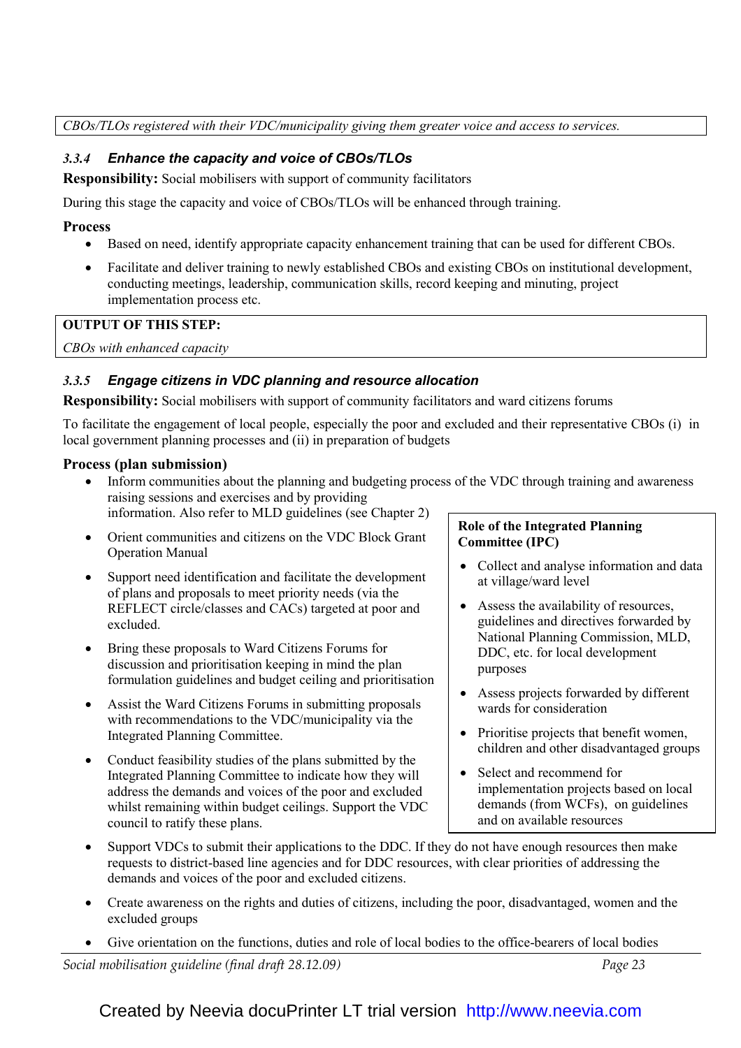*CBOs/TLOs registered with their VDC/municipality giving them greater voice and access to services.*

### 3.3.4 Enhance the capacity and voice of CBOs/TLOs

**Responsibility:** Social mobilisers with support of community facilitators

During this stage the capacity and voice of CBOs/TLOs will be enhanced through training.

**Process**

- Based on need, identify appropriate capacity enhancement training that can be used for different CBOs.
- Facilitate and deliver training to newly established CBOs and existing CBOs on institutional development, conducting meetings, leadership, communication skills, record keeping and minuting, project implementation process etc.

**OUTPUT OF THIS STEP:**

*CBOs with enhanced capacity*

### 3.3.5 Engage citizens in VDC planning and resource allocation

**Responsibility:** Social mobilisers with support of community facilitators and ward citizens forums

To facilitate the engagement of local people, especially the poor and excluded and their representative CBOs (i) in local government planning processes and (ii) in preparation of budgets

**Process (plan submission)**

- Inform communities about the planning and budgeting process of the VDC through training and awareness raising sessions and exercises and by providing information. Also refer to MLD guidelines (see Chapter 2)
- Orient communities and citizens on the VDC Block Grant Operation Manual
- Support need identification and facilitate the development of plans and proposals to meet priority needs (via the REFLECT circle/classes and CACs) targeted at poor and excluded.
- Bring these proposals to Ward Citizens Forums for discussion and prioritisation keeping in mind the plan formulation guidelines and budget ceiling and prioritisation
- Assist the Ward Citizens Forums in submitting proposals with recommendations to the VDC/municipality via the Integrated Planning Committee.
- Conduct feasibility studies of the plans submitted by the Integrated Planning Committee to indicate how they will address the demands and voices of the poor and excluded whilst remaining within budget ceilings. Support the VDC council to ratify these plans.
- Support VDCs to submit their applications to the DDC. If they do not have enough resources then make requests to district-based line agencies and for DDC resources, with clear priorities of addressing the demands and voices of the poor and excluded citizens.
- Create awareness on the rights and duties of citizens, including the poor, disadvantaged, women and the excluded groups
- Give orientation on the functions, duties and role of local bodies to the office-bearers of local bodies

**Role of the Integrated Planning Committee (IPC)**

- Collect and analyse information and data at village/ward level
- Assess the availability of resources, guidelines and directives forwarded by National Planning Commission, MLD, DDC, etc. for local development purposes
- Assess projects forwarded by different wards for consideration
- Prioritise projects that benefit women, children and other disadvantaged groups
- Select and recommend for implementation projects based on local demands (from WCFs), on guidelines and on available resources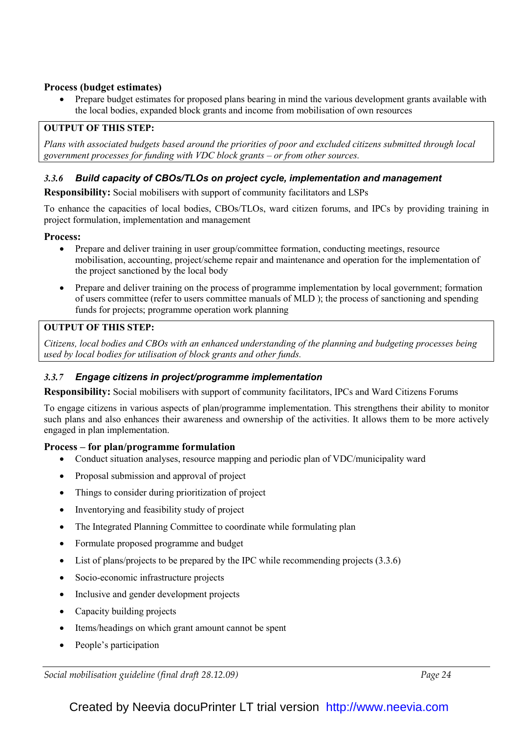**Process (budget estimates)**

- Prepare budget estimates for proposed plans bearing in mind the various development grants available with the local bodies, expanded block grants and income from mobilisation of own resources

| **OUTPUT OF THIS STEP:** |
|---|
| *Plans with associated budgets based around the priorities of poor and excluded citizens submitted through local government processes for funding with VDC block grants – or from other sources.* |

### *3.3.6 Build capacity of CBOs/TLOs on project cycle, implementation and management*

**Responsibility:** Social mobilisers with support of community facilitators and LSPs

To enhance the capacities of local bodies, CBOs/TLOs, ward citizen forums, and IPCs by providing training in project formulation, implementation and management

**Process:**

- Prepare and deliver training in user group/committee formation, conducting meetings, resource mobilisation, accounting, project/scheme repair and maintenance and operation for the implementation of the project sanctioned by the local body
- Prepare and deliver training on the process of programme implementation by local government; formation of users committee (refer to users committee manuals of MLD ); the process of sanctioning and spending funds for projects; programme operation work planning

| **OUTPUT OF THIS STEP:** |
|---|
| *Citizens, local bodies and CBOs with an enhanced understanding of the planning and budgeting processes being used by local bodies for utilisation of block grants and other funds.* |

### *3.3.7 Engage citizens in project/programme implementation*

**Responsibility:** Social mobilisers with support of community facilitators, IPCs and Ward Citizens Forums

To engage citizens in various aspects of plan/programme implementation. This strengthens their ability to monitor such plans and also enhances their awareness and ownership of the activities. It allows them to be more actively engaged in plan implementation.

**Process – for plan/programme formulation**

- Conduct situation analyses, resource mapping and periodic plan of VDC/municipality ward
- Proposal submission and approval of project
- Things to consider during prioritization of project
- Inventorying and feasibility study of project
- The Integrated Planning Committee to coordinate while formulating plan
- Formulate proposed programme and budget
- List of plans/projects to be prepared by the IPC while recommending projects (3.3.6)
- Socio-economic infrastructure projects
- Inclusive and gender development projects
- Capacity building projects
- Items/headings on which grant amount cannot be spent
- People's participation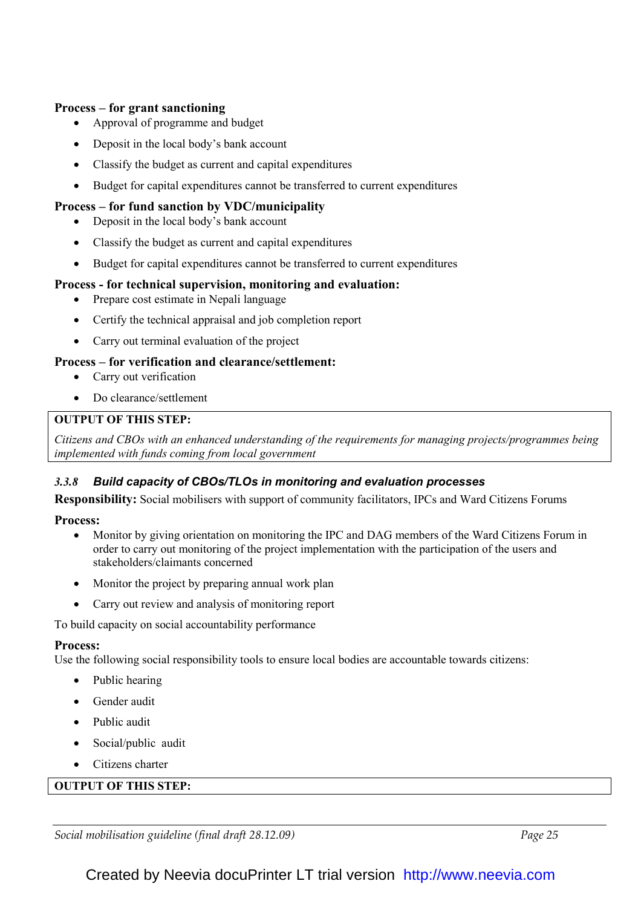**Process – for grant sanctioning**

- Approval of programme and budget
- Deposit in the local body's bank account
- Classify the budget as current and capital expenditures
- Budget for capital expenditures cannot be transferred to current expenditures

**Process – for fund sanction by VDC/municipality**

- Deposit in the local body's bank account
- Classify the budget as current and capital expenditures
- Budget for capital expenditures cannot be transferred to current expenditures

**Process - for technical supervision, monitoring and evaluation:**

- Prepare cost estimate in Nepali language
- Certify the technical appraisal and job completion report
- Carry out terminal evaluation of the project

**Process – for verification and clearance/settlement:**

- Carry out verification
- Do clearance/settlement

**OUTPUT OF THIS STEP:**

*Citizens and CBOs with an enhanced understanding of the requirements for managing projects/programmes being implemented with funds coming from local government*

### *3.3.8 Build capacity of CBOs/TLOs in monitoring and evaluation processes*

**Responsibility:** Social mobilisers with support of community facilitators, IPCs and Ward Citizens Forums

**Process:**

- Monitor by giving orientation on monitoring the IPC and DAG members of the Ward Citizens Forum in order to carry out monitoring of the project implementation with the participation of the users and stakeholders/claimants concerned
- Monitor the project by preparing annual work plan
- Carry out review and analysis of monitoring report

To build capacity on social accountability performance

**Process:**

Use the following social responsibility tools to ensure local bodies are accountable towards citizens:

- Public hearing
- Gender audit
- Public audit
- Social/public audit
- Citizens charter

**OUTPUT OF THIS STEP:**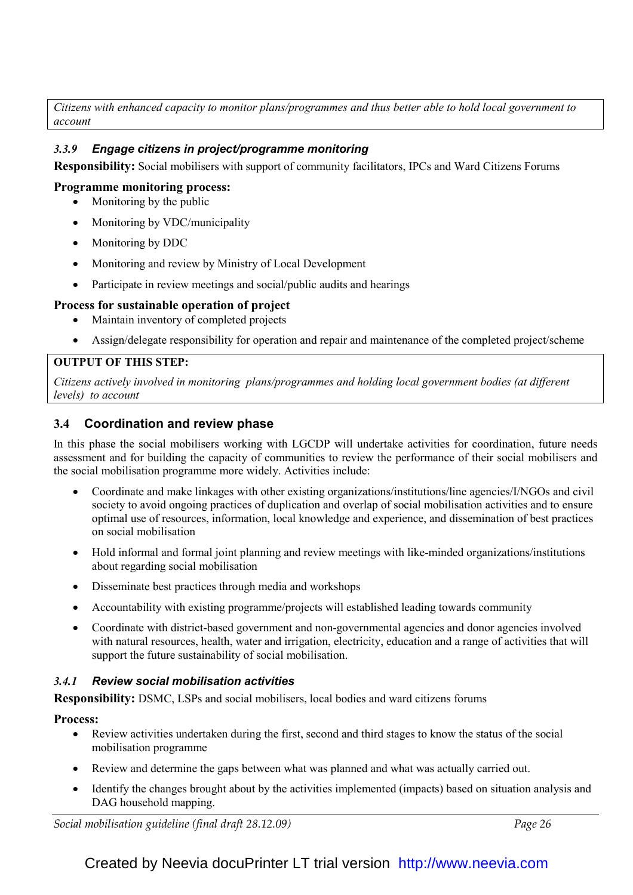*Citizens with enhanced capacity to monitor plans/programmes and thus better able to hold local government to account*

#### *3.3.9 Engage citizens in project/programme monitoring*

**Responsibility:** Social mobilisers with support of community facilitators, IPCs and Ward Citizens Forums

**Programme monitoring process:**

- Monitoring by the public
- Monitoring by VDC/municipality
- Monitoring by DDC
- Monitoring and review by Ministry of Local Development
- Participate in review meetings and social/public audits and hearings

**Process for sustainable operation of project**

- Maintain inventory of completed projects
- Assign/delegate responsibility for operation and repair and maintenance of the completed project/scheme

**OUTPUT OF THIS STEP:**

*Citizens actively involved in monitoring plans/programmes and holding local government bodies (at different levels) to account*

### 3.4 Coordination and review phase

In this phase the social mobilisers working with LGCDP will undertake activities for coordination, future needs assessment and for building the capacity of communities to review the performance of their social mobilisers and the social mobilisation programme more widely. Activities include:

- Coordinate and make linkages with other existing organizations/institutions/line agencies/I/NGOs and civil society to avoid ongoing practices of duplication and overlap of social mobilisation activities and to ensure optimal use of resources, information, local knowledge and experience, and dissemination of best practices on social mobilisation
- Hold informal and formal joint planning and review meetings with like-minded organizations/institutions about regarding social mobilisation
- Disseminate best practices through media and workshops
- Accountability with existing programme/projects will established leading towards community
- Coordinate with district-based government and non-governmental agencies and donor agencies involved with natural resources, health, water and irrigation, electricity, education and a range of activities that will support the future sustainability of social mobilisation.

#### *3.4.1 Review social mobilisation activities*

**Responsibility:** DSMC, LSPs and social mobilisers, local bodies and ward citizens forums

**Process:**

- Review activities undertaken during the first, second and third stages to know the status of the social mobilisation programme
- Review and determine the gaps between what was planned and what was actually carried out.
- Identify the changes brought about by the activities implemented (impacts) based on situation analysis and DAG household mapping.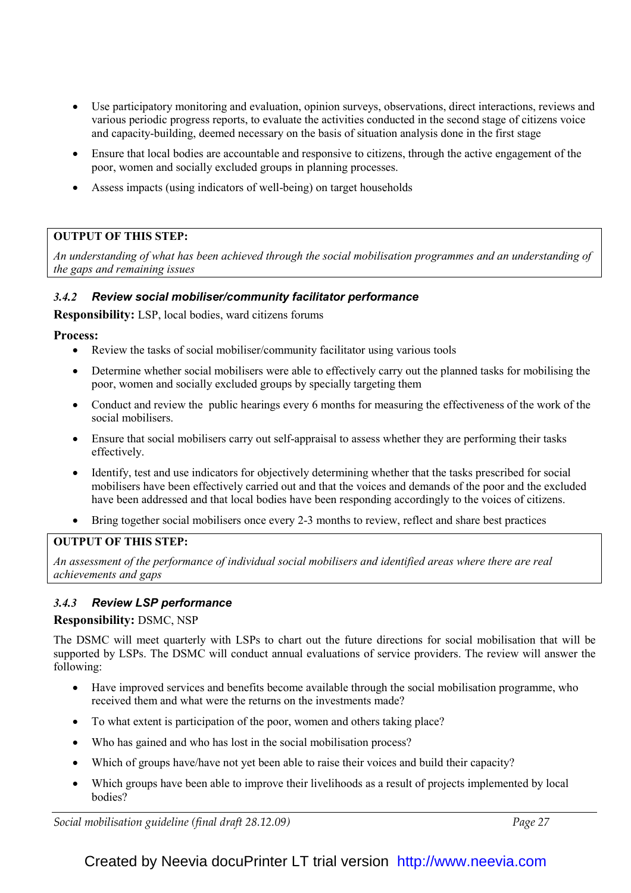- Use participatory monitoring and evaluation, opinion surveys, observations, direct interactions, reviews and various periodic progress reports, to evaluate the activities conducted in the second stage of citizens voice and capacity-building, deemed necessary on the basis of situation analysis done in the first stage
- Ensure that local bodies are accountable and responsive to citizens, through the active engagement of the poor, women and socially excluded groups in planning processes.
- Assess impacts (using indicators of well-being) on target households

**OUTPUT OF THIS STEP:**

*An understanding of what has been achieved through the social mobilisation programmes and an understanding of the gaps and remaining issues*

### 3.4.2 Review social mobiliser/community facilitator performance

**Responsibility:** LSP, local bodies, ward citizens forums

**Process:**

- Review the tasks of social mobiliser/community facilitator using various tools
- Determine whether social mobilisers were able to effectively carry out the planned tasks for mobilising the poor, women and socially excluded groups by specially targeting them
- Conduct and review the public hearings every 6 months for measuring the effectiveness of the work of the social mobilisers.
- Ensure that social mobilisers carry out self-appraisal to assess whether they are performing their tasks effectively.
- Identify, test and use indicators for objectively determining whether that the tasks prescribed for social mobilisers have been effectively carried out and that the voices and demands of the poor and the excluded have been addressed and that local bodies have been responding accordingly to the voices of citizens.
- Bring together social mobilisers once every 2-3 months to review, reflect and share best practices

**OUTPUT OF THIS STEP:**

*An assessment of the performance of individual social mobilisers and identified areas where there are real achievements and gaps*

### 3.4.3 Review LSP performance

**Responsibility:** DSMC, NSP

The DSMC will meet quarterly with LSPs to chart out the future directions for social mobilisation that will be supported by LSPs. The DSMC will conduct annual evaluations of service providers. The review will answer the following:

- Have improved services and benefits become available through the social mobilisation programme, who received them and what were the returns on the investments made?
- To what extent is participation of the poor, women and others taking place?
- Who has gained and who has lost in the social mobilisation process?
- Which of groups have/have not yet been able to raise their voices and build their capacity?
- Which groups have been able to improve their livelihoods as a result of projects implemented by local bodies?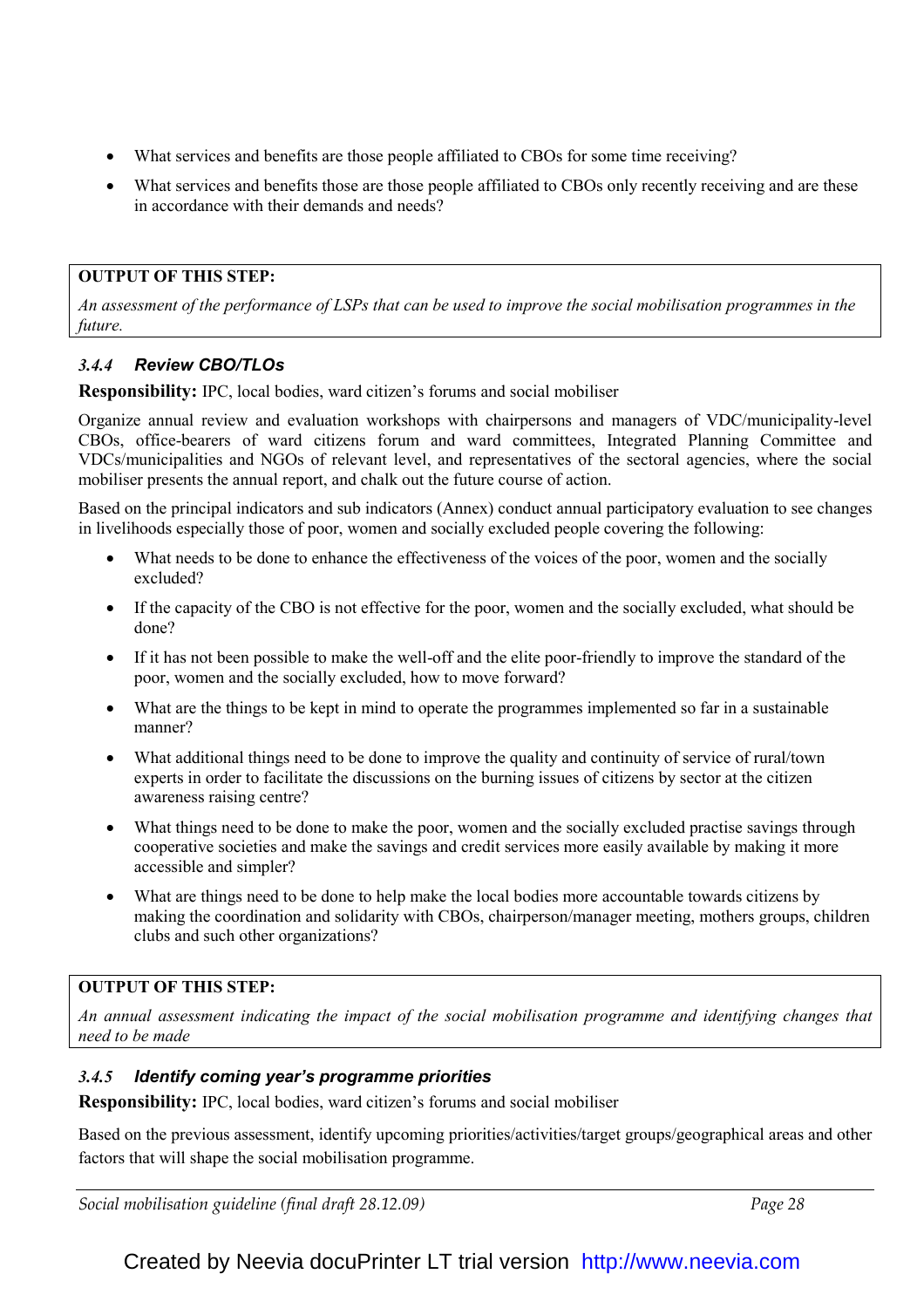- What services and benefits are those people affiliated to CBOs for some time receiving?
- What services and benefits those are those people affiliated to CBOs only recently receiving and are these in accordance with their demands and needs?

**OUTPUT OF THIS STEP:**

*An assessment of the performance of LSPs that can be used to improve the social mobilisation programmes in the future.*

### *3.4.4 Review CBO/TLOs*

**Responsibility:** IPC, local bodies, ward citizen's forums and social mobiliser

Organize annual review and evaluation workshops with chairpersons and managers of VDC/municipality-level CBOs, office-bearers of ward citizens forum and ward committees, Integrated Planning Committee and VDCs/municipalities and NGOs of relevant level, and representatives of the sectoral agencies, where the social mobiliser presents the annual report, and chalk out the future course of action.

Based on the principal indicators and sub indicators (Annex) conduct annual participatory evaluation to see changes in livelihoods especially those of poor, women and socially excluded people covering the following:

- What needs to be done to enhance the effectiveness of the voices of the poor, women and the socially excluded?
- If the capacity of the CBO is not effective for the poor, women and the socially excluded, what should be done?
- If it has not been possible to make the well-off and the elite poor-friendly to improve the standard of the poor, women and the socially excluded, how to move forward?
- What are the things to be kept in mind to operate the programmes implemented so far in a sustainable manner?
- What additional things need to be done to improve the quality and continuity of service of rural/town experts in order to facilitate the discussions on the burning issues of citizens by sector at the citizen awareness raising centre?
- What things need to be done to make the poor, women and the socially excluded practise savings through cooperative societies and make the savings and credit services more easily available by making it more accessible and simpler?
- What are things need to be done to help make the local bodies more accountable towards citizens by making the coordination and solidarity with CBOs, chairperson/manager meeting, mothers groups, children clubs and such other organizations?

**OUTPUT OF THIS STEP:**

*An annual assessment indicating the impact of the social mobilisation programme and identifying changes that need to be made*

### *3.4.5 Identify coming year's programme priorities*

**Responsibility:** IPC, local bodies, ward citizen's forums and social mobiliser

Based on the previous assessment, identify upcoming priorities/activities/target groups/geographical areas and other factors that will shape the social mobilisation programme.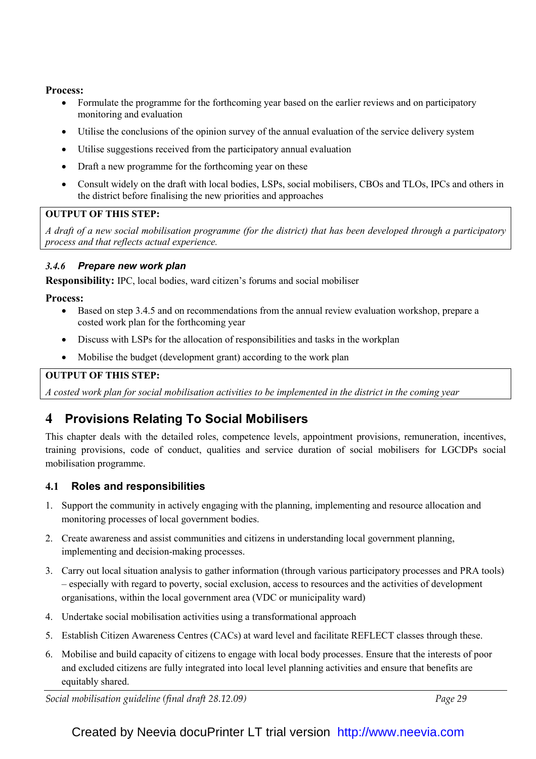**Process:**

- Formulate the programme for the forthcoming year based on the earlier reviews and on participatory monitoring and evaluation
- Utilise the conclusions of the opinion survey of the annual evaluation of the service delivery system
- Utilise suggestions received from the participatory annual evaluation
- Draft a new programme for the forthcoming year on these
- Consult widely on the draft with local bodies, LSPs, social mobilisers, CBOs and TLOs, IPCs and others in the district before finalising the new priorities and approaches

**OUTPUT OF THIS STEP:**

*A draft of a new social mobilisation programme (for the district) that has been developed through a participatory process and that reflects actual experience.*

#### *3.4.6 Prepare new work plan*

**Responsibility:** IPC, local bodies, ward citizen's forums and social mobiliser

**Process:**

- Based on step 3.4.5 and on recommendations from the annual review evaluation workshop, prepare a costed work plan for the forthcoming year
- Discuss with LSPs for the allocation of responsibilities and tasks in the workplan
- Mobilise the budget (development grant) according to the work plan

**OUTPUT OF THIS STEP:**

*A costed work plan for social mobilisation activities to be implemented in the district in the coming year*

# 4 Provisions Relating To Social Mobilisers

This chapter deals with the detailed roles, competence levels, appointment provisions, remuneration, incentives, training provisions, code of conduct, qualities and service duration of social mobilisers for LGCDPs social mobilisation programme.

## 4.1 Roles and responsibilities

1. Support the community in actively engaging with the planning, implementing and resource allocation and monitoring processes of local government bodies.
2. Create awareness and assist communities and citizens in understanding local government planning, implementing and decision-making processes.
3. Carry out local situation analysis to gather information (through various participatory processes and PRA tools) – especially with regard to poverty, social exclusion, access to resources and the activities of development organisations, within the local government area (VDC or municipality ward)
4. Undertake social mobilisation activities using a transformational approach
5. Establish Citizen Awareness Centres (CACs) at ward level and facilitate REFLECT classes through these.
6. Mobilise and build capacity of citizens to engage with local body processes. Ensure that the interests of poor and excluded citizens are fully integrated into local level planning activities and ensure that benefits are equitably shared.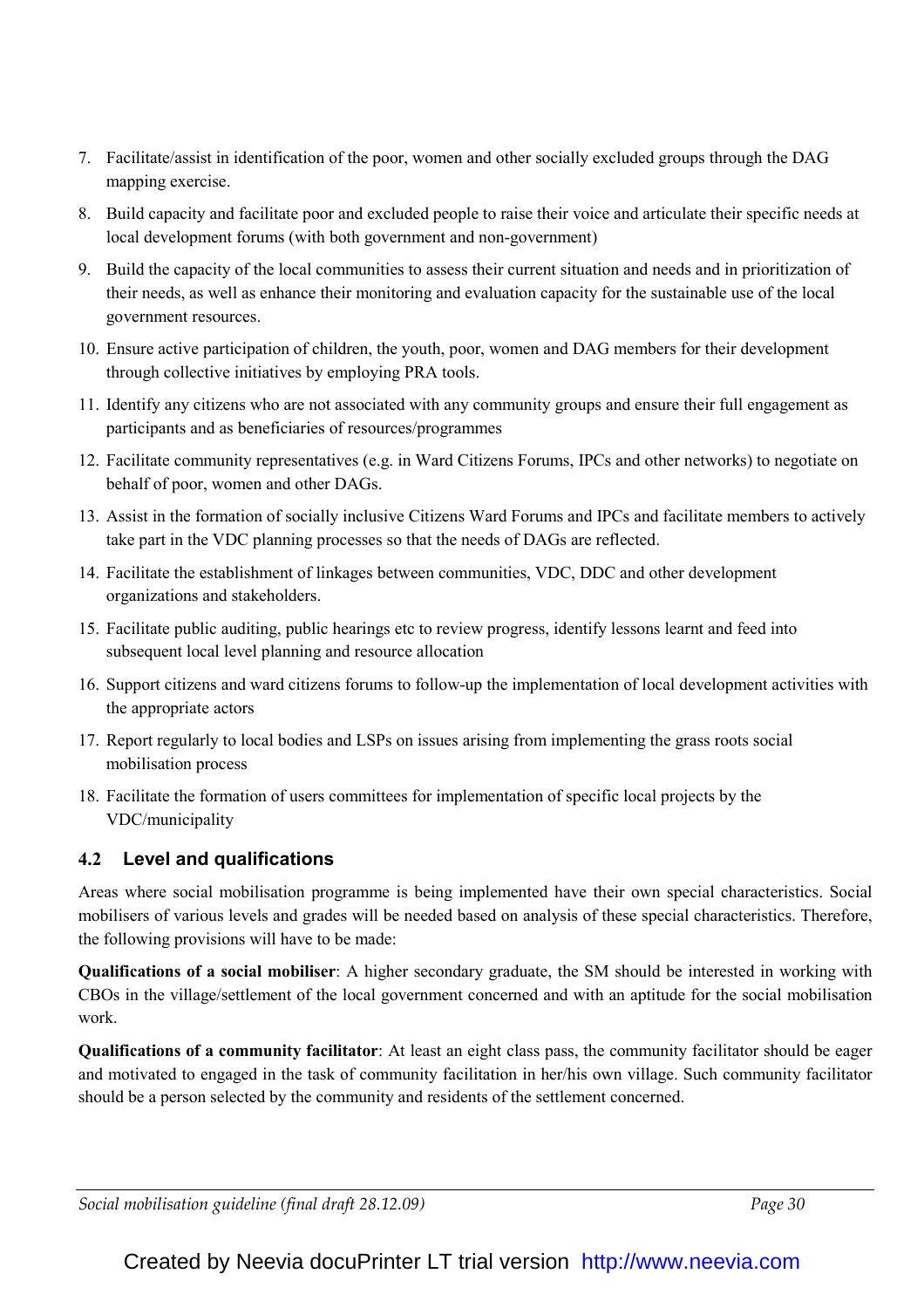7. Facilitate/assist in identification of the poor, women and other socially excluded groups through the DAG mapping exercise.
8. Build capacity and facilitate poor and excluded people to raise their voice and articulate their specific needs at local development forums (with both government and non-government)
9. Build the capacity of the local communities to assess their current situation and needs and in prioritization of their needs, as well as enhance their monitoring and evaluation capacity for the sustainable use of the local government resources.
10. Ensure active participation of children, the youth, poor, women and DAG members for their development through collective initiatives by employing PRA tools.
11. Identify any citizens who are not associated with any community groups and ensure their full engagement as participants and as beneficiaries of resources/programmes
12. Facilitate community representatives (e.g. in Ward Citizens Forums, IPCs and other networks) to negotiate on behalf of poor, women and other DAGs.
13. Assist in the formation of socially inclusive Citizens Ward Forums and IPCs and facilitate members to actively take part in the VDC planning processes so that the needs of DAGs are reflected.
14. Facilitate the establishment of linkages between communities, VDC, DDC and other development organizations and stakeholders.
15. Facilitate public auditing, public hearings etc to review progress, identify lessons learnt and feed into subsequent local level planning and resource allocation
16. Support citizens and ward citizens forums to follow-up the implementation of local development activities with the appropriate actors
17. Report regularly to local bodies and LSPs on issues arising from implementing the grass roots social mobilisation process
18. Facilitate the formation of users committees for implementation of specific local projects by the VDC/municipality

### 4.2 Level and qualifications

Areas where social mobilisation programme is being implemented have their own special characteristics. Social mobilisers of various levels and grades will be needed based on analysis of these special characteristics. Therefore, the following provisions will have to be made:

**Qualifications of a social mobiliser**: A higher secondary graduate, the SM should be interested in working with CBOs in the village/settlement of the local government concerned and with an aptitude for the social mobilisation work.

**Qualifications of a community facilitator**: At least an eight class pass, the community facilitator should be eager and motivated to engaged in the task of community facilitation in her/his own village. Such community facilitator should be a person selected by the community and residents of the settlement concerned.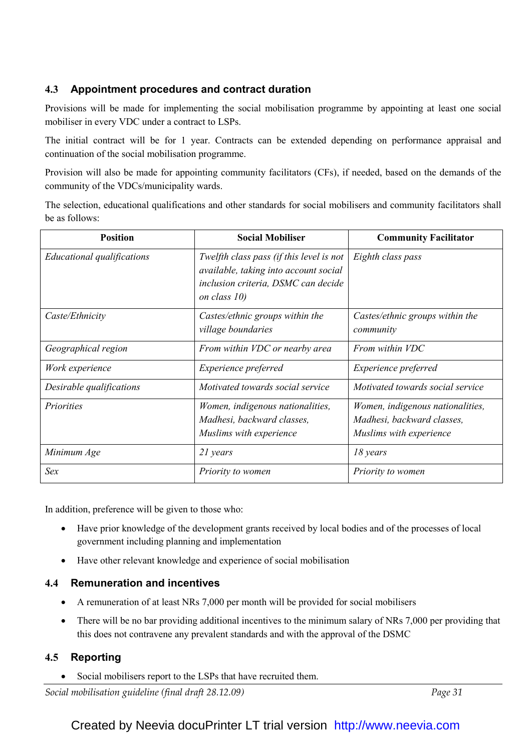### 4.3 Appointment procedures and contract duration

Provisions will be made for implementing the social mobilisation programme by appointing at least one social mobiliser in every VDC under a contract to LSPs.

The initial contract will be for 1 year. Contracts can be extended depending on performance appraisal and continuation of the social mobilisation programme.

Provision will also be made for appointing community facilitators (CFs), if needed, based on the demands of the community of the VDCs/municipality wards.

The selection, educational qualifications and other standards for social mobilisers and community facilitators shall be as follows:

| Position | Social Mobiliser | Community Facilitator |
|---|---|---|
| *Educational qualifications* | *Twelfth class pass (if this level is not available, taking into account social inclusion criteria, DSMC can decide on class 10)* | *Eighth class pass* |
| *Caste/Ethnicity* | *Castes/ethnic groups within the village boundaries* | *Castes/ethnic groups within the community* |
| *Geographical region* | *From within VDC or nearby area* | *From within VDC* |
| *Work experience* | *Experience preferred* | *Experience preferred* |
| *Desirable qualifications* | *Motivated towards social service* | *Motivated towards social service* |
| *Priorities* | *Women, indigenous nationalities, Madhesi, backward classes, Muslims with experience* | *Women, indigenous nationalities, Madhesi, backward classes, Muslims with experience* |
| *Minimum Age* | *21 years* | *18 years* |
| *Sex* | *Priority to women* | *Priority to women* |

In addition, preference will be given to those who:

- Have prior knowledge of the development grants received by local bodies and of the processes of local government including planning and implementation
- Have other relevant knowledge and experience of social mobilisation

### 4.4 Remuneration and incentives

- A remuneration of at least NRs 7,000 per month will be provided for social mobilisers
- There will be no bar providing additional incentives to the minimum salary of NRs 7,000 per providing that this does not contravene any prevalent standards and with the approval of the DSMC

### 4.5 Reporting

- Social mobilisers report to the LSPs that have recruited them.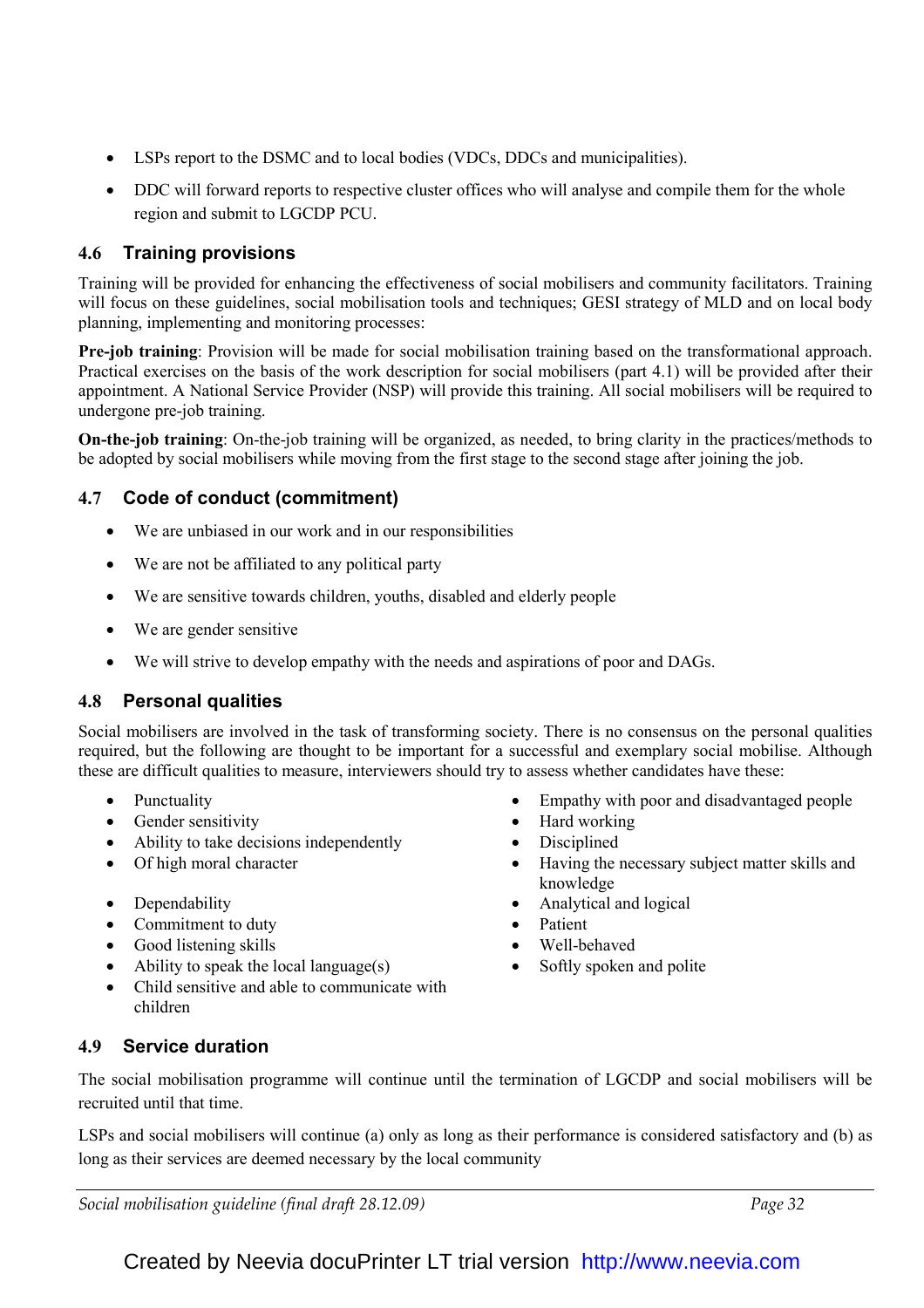- LSPs report to the DSMC and to local bodies (VDCs, DDCs and municipalities).
- DDC will forward reports to respective cluster offices who will analyse and compile them for the whole region and submit to LGCDP PCU.

### 4.6 Training provisions

Training will be provided for enhancing the effectiveness of social mobilisers and community facilitators. Training will focus on these guidelines, social mobilisation tools and techniques; GESI strategy of MLD and on local body planning, implementing and monitoring processes:

**Pre-job training**: Provision will be made for social mobilisation training based on the transformational approach. Practical exercises on the basis of the work description for social mobilisers (part 4.1) will be provided after their appointment. A National Service Provider (NSP) will provide this training. All social mobilisers will be required to undergone pre-job training.

**On-the-job training**: On-the-job training will be organized, as needed, to bring clarity in the practices/methods to be adopted by social mobilisers while moving from the first stage to the second stage after joining the job.

### 4.7 Code of conduct (commitment)

- We are unbiased in our work and in our responsibilities
- We are not be affiliated to any political party
- We are sensitive towards children, youths, disabled and elderly people
- We are gender sensitive
- We will strive to develop empathy with the needs and aspirations of poor and DAGs.

### 4.8 Personal qualities

Social mobilisers are involved in the task of transforming society. There is no consensus on the personal qualities required, but the following are thought to be important for a successful and exemplary social mobilise. Although these are difficult qualities to measure, interviewers should try to assess whether candidates have these:

- Punctuality
- Gender sensitivity
- Ability to take decisions independently
- Of high moral character
- Dependability
- Commitment to duty
- Good listening skills
- Ability to speak the local language(s)
- Child sensitive and able to communicate with children
- Empathy with poor and disadvantaged people
- Hard working
- Disciplined
- Having the necessary subject matter skills and knowledge
- Analytical and logical
- Patient
- Well-behaved
- Softly spoken and polite

### 4.9 Service duration

The social mobilisation programme will continue until the termination of LGCDP and social mobilisers will be recruited until that time.

LSPs and social mobilisers will continue (a) only as long as their performance is considered satisfactory and (b) as long as their services are deemed necessary by the local community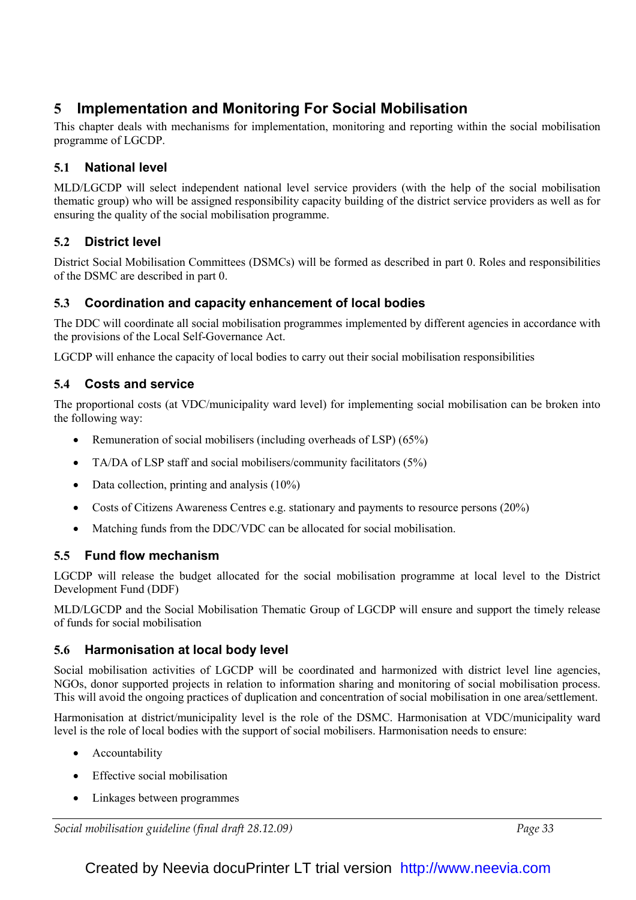# 5 Implementation and Monitoring For Social Mobilisation

This chapter deals with mechanisms for implementation, monitoring and reporting within the social mobilisation programme of LGCDP.

## 5.1 National level

MLD/LGCDP will select independent national level service providers (with the help of the social mobilisation thematic group) who will be assigned responsibility capacity building of the district service providers as well as for ensuring the quality of the social mobilisation programme.

## 5.2 District level

District Social Mobilisation Committees (DSMCs) will be formed as described in part 0. Roles and responsibilities of the DSMC are described in part 0.

## 5.3 Coordination and capacity enhancement of local bodies

The DDC will coordinate all social mobilisation programmes implemented by different agencies in accordance with the provisions of the Local Self-Governance Act.

LGCDP will enhance the capacity of local bodies to carry out their social mobilisation responsibilities

## 5.4 Costs and service

The proportional costs (at VDC/municipality ward level) for implementing social mobilisation can be broken into the following way:

- Remuneration of social mobilisers (including overheads of LSP) (65%)
- TA/DA of LSP staff and social mobilisers/community facilitators (5%)
- Data collection, printing and analysis (10%)
- Costs of Citizens Awareness Centres e.g. stationary and payments to resource persons (20%)
- Matching funds from the DDC/VDC can be allocated for social mobilisation.

## 5.5 Fund flow mechanism

LGCDP will release the budget allocated for the social mobilisation programme at local level to the District Development Fund (DDF)

MLD/LGCDP and the Social Mobilisation Thematic Group of LGCDP will ensure and support the timely release of funds for social mobilisation

## 5.6 Harmonisation at local body level

Social mobilisation activities of LGCDP will be coordinated and harmonized with district level line agencies, NGOs, donor supported projects in relation to information sharing and monitoring of social mobilisation process. This will avoid the ongoing practices of duplication and concentration of social mobilisation in one area/settlement.

Harmonisation at district/municipality level is the role of the DSMC. Harmonisation at VDC/municipality ward level is the role of local bodies with the support of social mobilisers. Harmonisation needs to ensure:

- Accountability
- Effective social mobilisation
- Linkages between programmes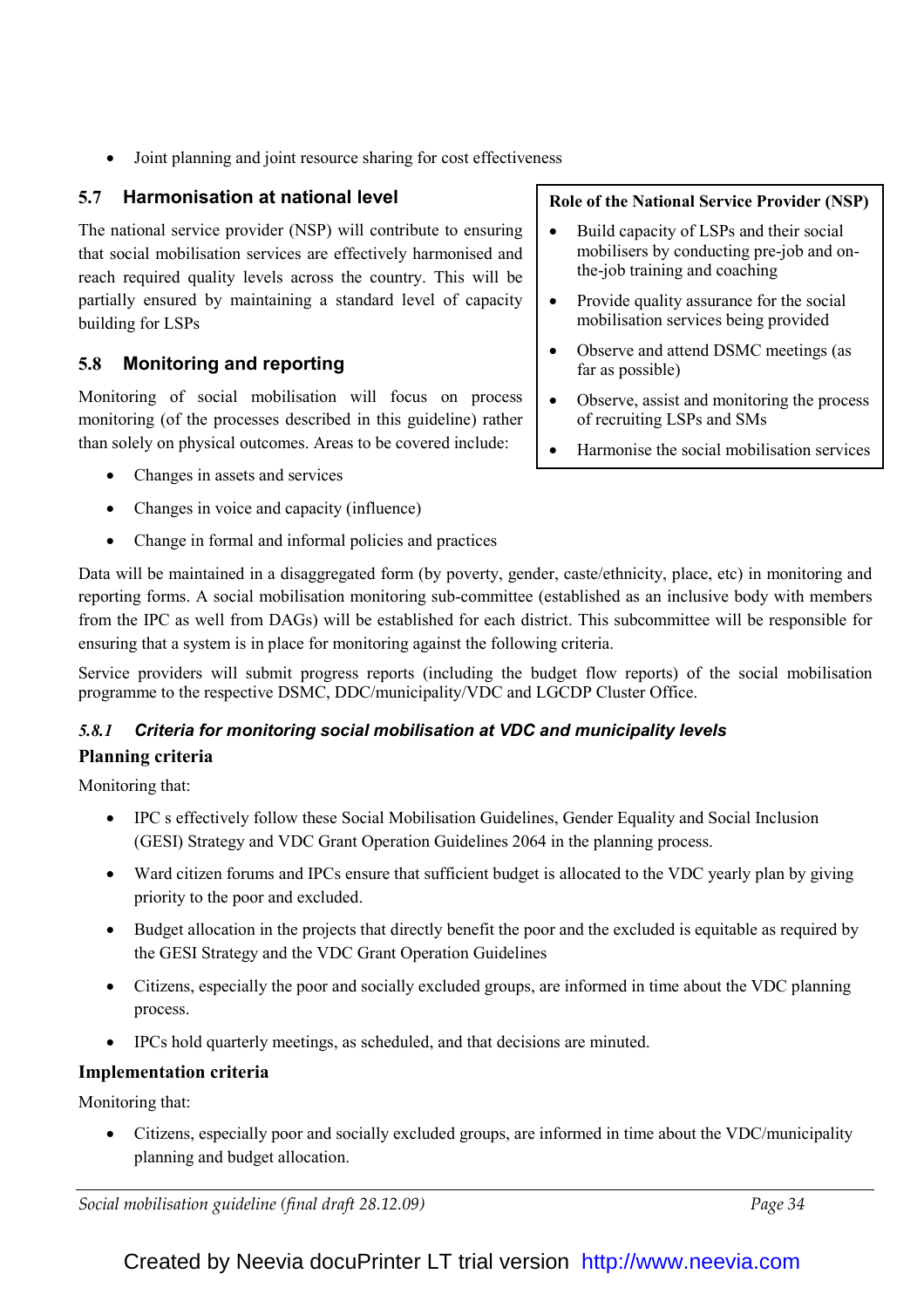- Joint planning and joint resource sharing for cost effectiveness

## 5.7 Harmonisation at national level

The national service provider (NSP) will contribute to ensuring that social mobilisation services are effectively harmonised and reach required quality levels across the country. This will be partially ensured by maintaining a standard level of capacity building for LSPs

**Role of the National Service Provider (NSP)**

- Build capacity of LSPs and their social mobilisers by conducting pre-job and on-the-job training and coaching
- Provide quality assurance for the social mobilisation services being provided
- Observe and attend DSMC meetings (as far as possible)
- Observe, assist and monitoring the process of recruiting LSPs and SMs
- Harmonise the social mobilisation services

## 5.8 Monitoring and reporting

Monitoring of social mobilisation will focus on process monitoring (of the processes described in this guideline) rather than solely on physical outcomes. Areas to be covered include:

- Changes in assets and services
- Changes in voice and capacity (influence)
- Change in formal and informal policies and practices

Data will be maintained in a disaggregated form (by poverty, gender, caste/ethnicity, place, etc) in monitoring and reporting forms. A social mobilisation monitoring sub-committee (established as an inclusive body with members from the IPC as well from DAGs) will be established for each district. This subcommittee will be responsible for ensuring that a system is in place for monitoring against the following criteria.

Service providers will submit progress reports (including the budget flow reports) of the social mobilisation programme to the respective DSMC, DDC/municipality/VDC and LGCDP Cluster Office.

### *5.8.1 Criteria for monitoring social mobilisation at VDC and municipality levels*

**Planning criteria**

Monitoring that:

- IPC s effectively follow these Social Mobilisation Guidelines, Gender Equality and Social Inclusion (GESI) Strategy and VDC Grant Operation Guidelines 2064 in the planning process.
- Ward citizen forums and IPCs ensure that sufficient budget is allocated to the VDC yearly plan by giving priority to the poor and excluded.
- Budget allocation in the projects that directly benefit the poor and the excluded is equitable as required by the GESI Strategy and the VDC Grant Operation Guidelines
- Citizens, especially the poor and socially excluded groups, are informed in time about the VDC planning process.
- IPCs hold quarterly meetings, as scheduled, and that decisions are minuted.

**Implementation criteria**

Monitoring that:

- Citizens, especially poor and socially excluded groups, are informed in time about the VDC/municipality planning and budget allocation.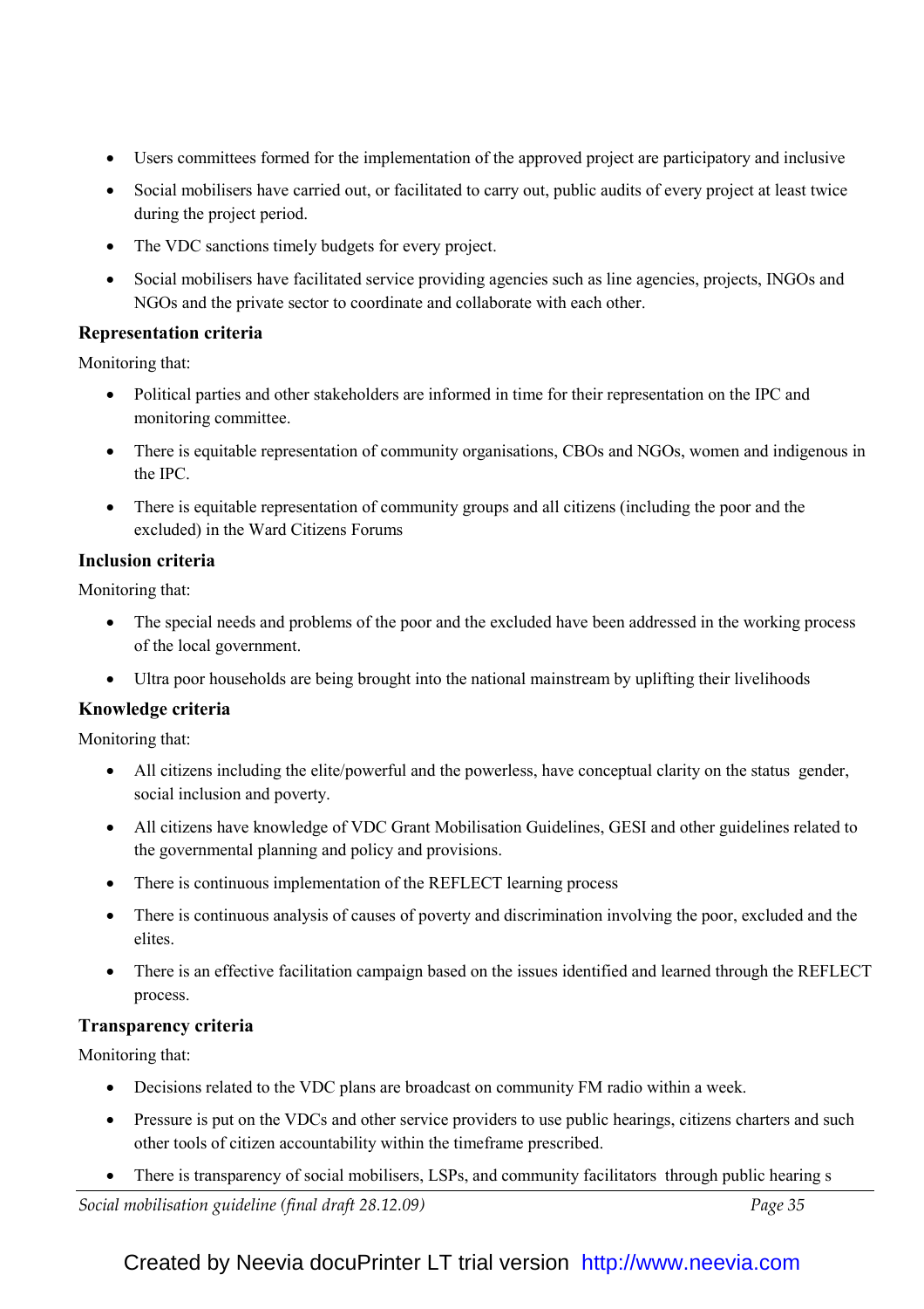- Users committees formed for the implementation of the approved project are participatory and inclusive
- Social mobilisers have carried out, or facilitated to carry out, public audits of every project at least twice during the project period.
- The VDC sanctions timely budgets for every project.
- Social mobilisers have facilitated service providing agencies such as line agencies, projects, INGOs and NGOs and the private sector to coordinate and collaborate with each other.

**Representation criteria**

Monitoring that:

- Political parties and other stakeholders are informed in time for their representation on the IPC and monitoring committee.
- There is equitable representation of community organisations, CBOs and NGOs, women and indigenous in the IPC.
- There is equitable representation of community groups and all citizens (including the poor and the excluded) in the Ward Citizens Forums

**Inclusion criteria**

Monitoring that:

- The special needs and problems of the poor and the excluded have been addressed in the working process of the local government.
- Ultra poor households are being brought into the national mainstream by uplifting their livelihoods

**Knowledge criteria**

Monitoring that:

- All citizens including the elite/powerful and the powerless, have conceptual clarity on the status gender, social inclusion and poverty.
- All citizens have knowledge of VDC Grant Mobilisation Guidelines, GESI and other guidelines related to the governmental planning and policy and provisions.
- There is continuous implementation of the REFLECT learning process
- There is continuous analysis of causes of poverty and discrimination involving the poor, excluded and the elites.
- There is an effective facilitation campaign based on the issues identified and learned through the REFLECT process.

**Transparency criteria**

Monitoring that:

- Decisions related to the VDC plans are broadcast on community FM radio within a week.
- Pressure is put on the VDCs and other service providers to use public hearings, citizens charters and such other tools of citizen accountability within the timeframe prescribed.
- There is transparency of social mobilisers, LSPs, and community facilitators through public hearing s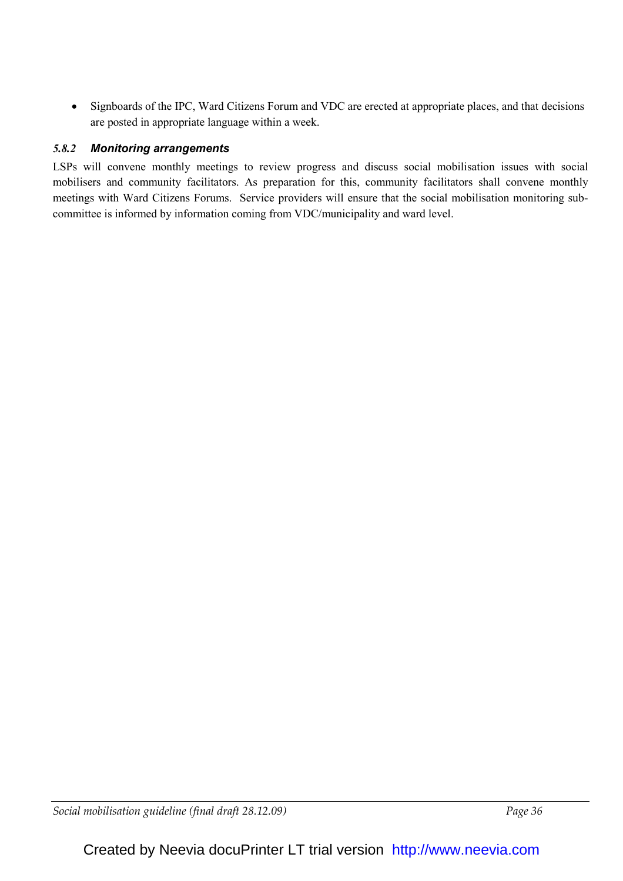- Signboards of the IPC, Ward Citizens Forum and VDC are erected at appropriate places, and that decisions are posted in appropriate language within a week.

### *5.8.2 Monitoring arrangements*

LSPs will convene monthly meetings to review progress and discuss social mobilisation issues with social mobilisers and community facilitators. As preparation for this, community facilitators shall convene monthly meetings with Ward Citizens Forums. Service providers will ensure that the social mobilisation monitoring sub-committee is informed by information coming from VDC/municipality and ward level.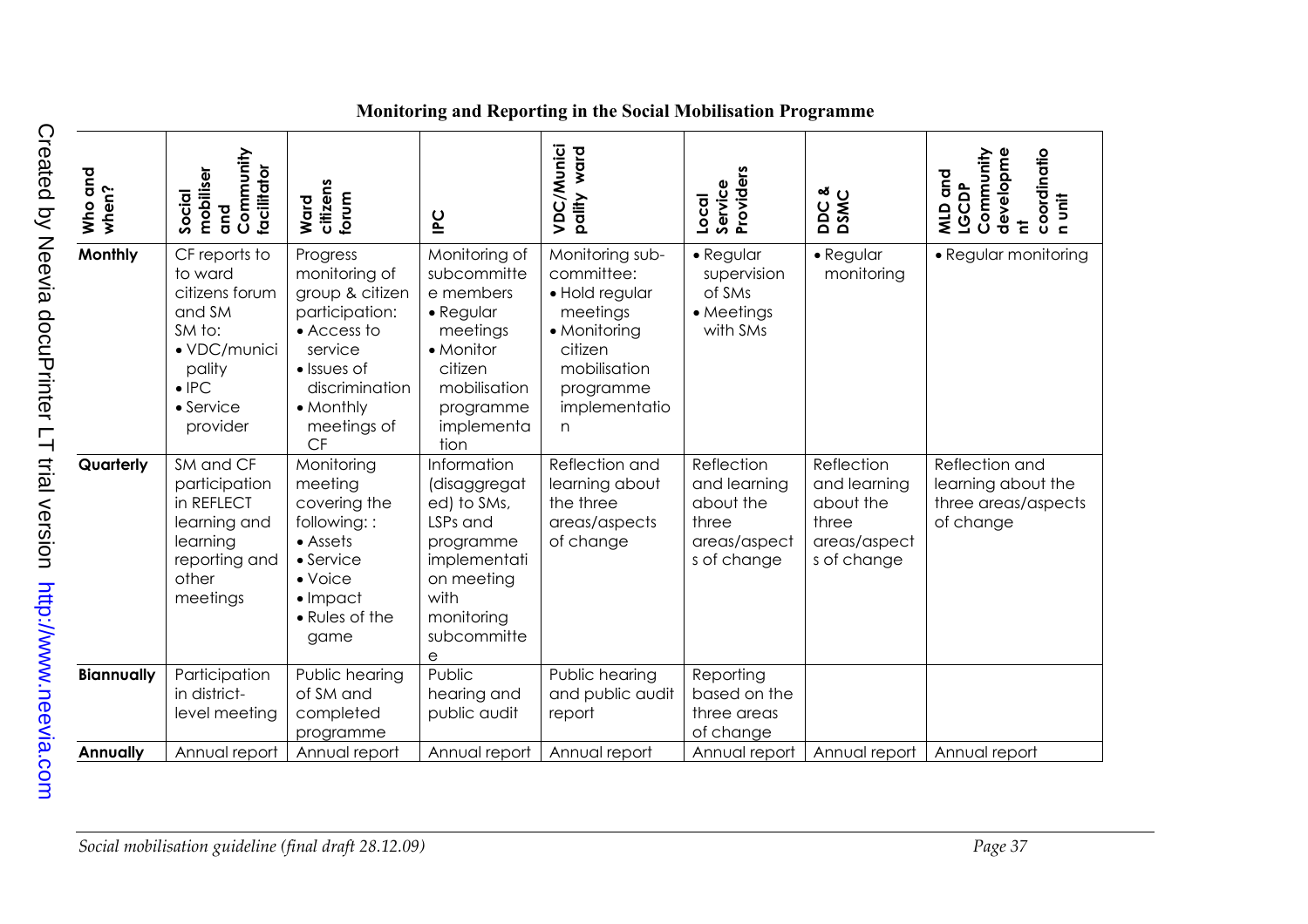**Monitoring and Reporting in the Social Mobilisation Programme**

| Who and when? | Social mobiliser and Community facilitator | Ward citizens forum | IPC | VDC/Municipality ward | Local Service Providers | DDC & DSMC | MLD and LGCDP Community development coordination unit |
|---|---|---|---|---|---|---|---|
| **Monthly** | CF reports to ward citizens forum and SM<br>SM to:<br>• VDC/municipality<br>• IPC<br>• Service provider | Progress monitoring of group & citizen participation:<br>• Access to service<br>• Issues of discrimination<br>• Monthly meetings of CF | Monitoring of subcommittee members<br>• Regular meetings<br>• Monitor citizen mobilisation programme implementation | Monitoring sub-committee:<br>• Hold regular meetings<br>• Monitoring citizen mobilisation programme implementation | • Regular supervision of SMs<br>• Meetings with SMs | • Regular monitoring | • Regular monitoring |
| **Quarterly** | SM and CF participation in REFLECT learning and learning reporting and other meetings | Monitoring meeting covering the following: :<br>• Assets<br>• Service<br>• Voice<br>• Impact<br>• Rules of the game | Information (disaggregated) to SMs, LSPs and programme implementation meeting with monitoring subcommittee | Reflection and learning about the three areas/aspects of change | Reflection and learning about the three areas/aspects of change | Reflection and learning about the three areas/aspects of change | Reflection and learning about the three areas/aspects of change |
| **Biannually** | Participation in district-level meeting | Public hearing of SM and completed programme | Public hearing and public audit | Public hearing and public audit report | Reporting based on the three areas of change | | |
| **Annually** | Annual report | Annual report | Annual report | Annual report | Annual report | Annual report | Annual report |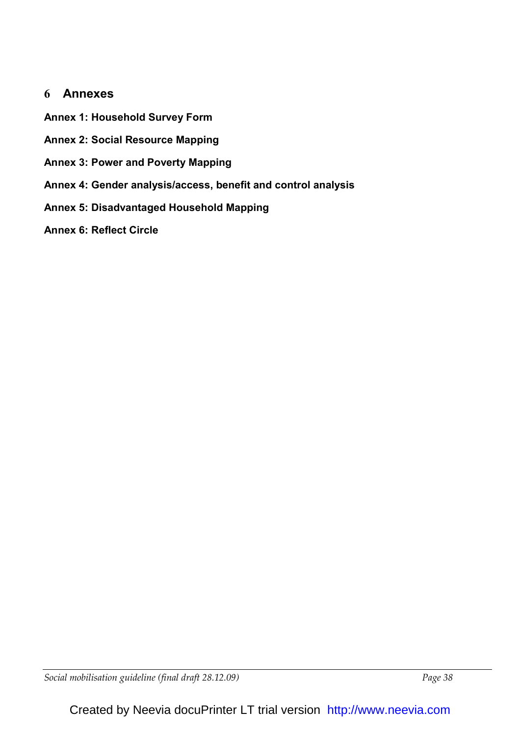# 6 Annexes

**Annex 1: Household Survey Form**

**Annex 2: Social Resource Mapping**

**Annex 3: Power and Poverty Mapping**

**Annex 4: Gender analysis/access, benefit and control analysis**

**Annex 5: Disadvantaged Household Mapping**

**Annex 6: Reflect Circle**